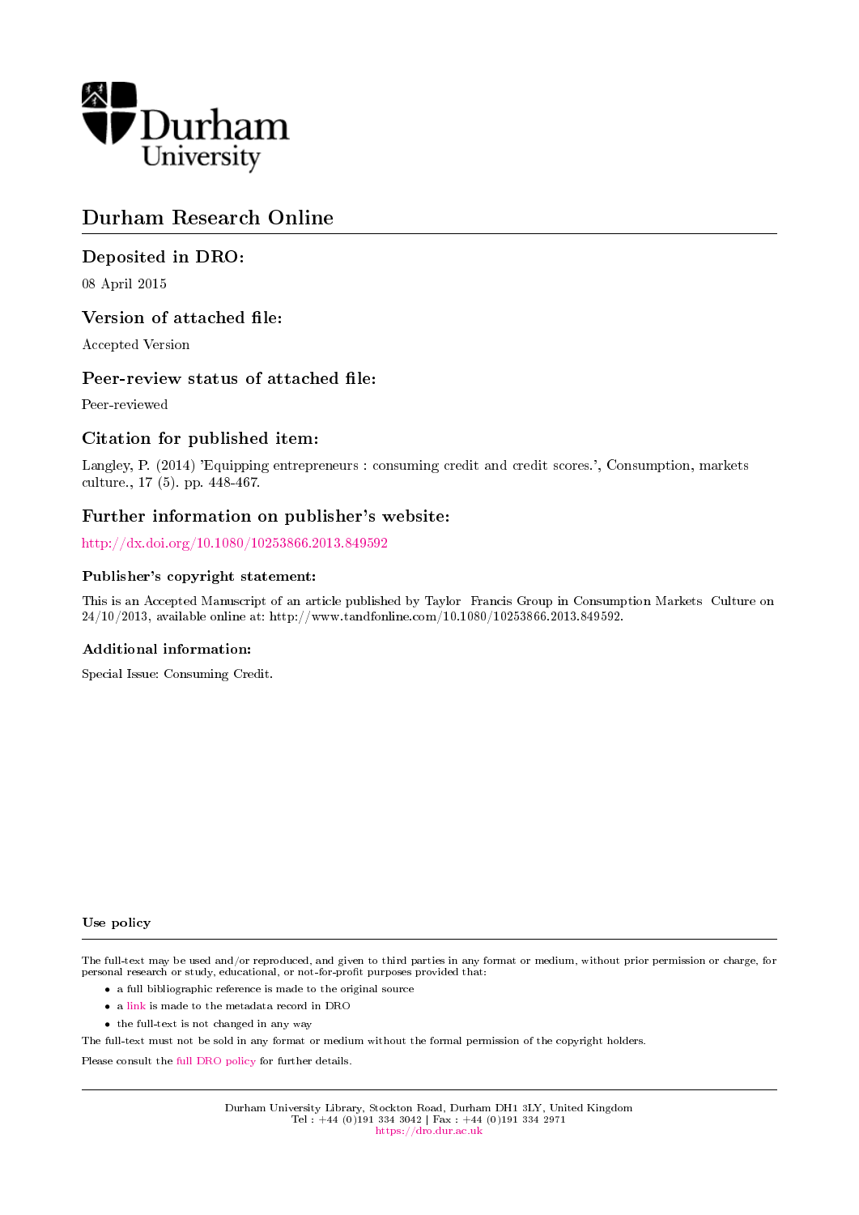Durham University

# Durham Research Online

## Deposited in DRO:

08 April 2015

## Version of attached file:

Accepted Version

## Peer-review status of attached file:

Peer-reviewed

## Citation for published item:

Langley, P. (2014) 'Equipping entrepreneurs : consuming credit and credit scores.', Consumption, markets culture., 17 (5). pp. 448-467.

## Further information on publisher's website:

http://dx.doi.org/10.1080/10253866.2013.849592

### Publisher's copyright statement:

This is an Accepted Manuscript of an article published by Taylor Francis Group in Consumption Markets Culture on 24/10/2013, available online at: http://www.tandfonline.com/10.1080/10253866.2013.849592.

### Additional information:

Special Issue: Consuming Credit.

### Use policy

The full-text may be used and/or reproduced, and given to third parties in any format or medium, without prior permission or charge, for personal research or study, educational, or not-for-profit purposes provided that:

- a full bibliographic reference is made to the original source
- a link is made to the metadata record in DRO
- the full-text is not changed in any way

The full-text must not be sold in any format or medium without the formal permission of the copyright holders.

Please consult the full DRO policy for further details.

Durham University Library, Stockton Road, Durham DH1 3LY, United Kingdom
Tel : +44 (0)191 334 3042 | Fax : +44 (0)191 334 2971
https://dro.dur.ac.uk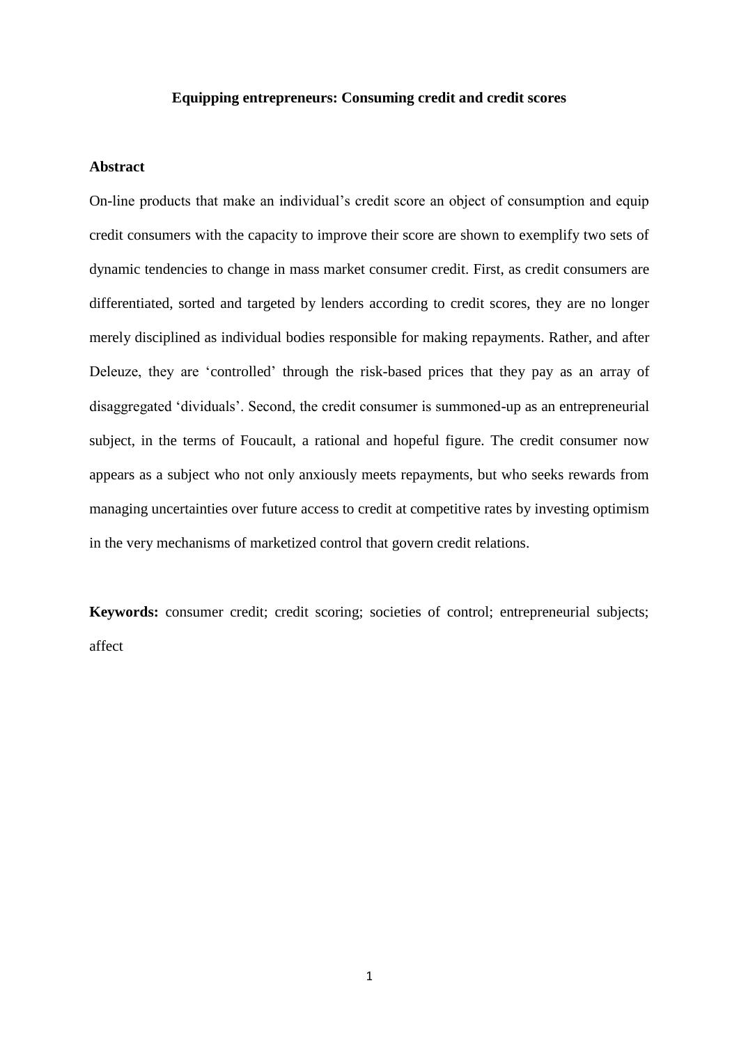**Equipping entrepreneurs: Consuming credit and credit scores**

## Abstract

On-line products that make an individual's credit score an object of consumption and equip credit consumers with the capacity to improve their score are shown to exemplify two sets of dynamic tendencies to change in mass market consumer credit. First, as credit consumers are differentiated, sorted and targeted by lenders according to credit scores, they are no longer merely disciplined as individual bodies responsible for making repayments. Rather, and after Deleuze, they are 'controlled' through the risk-based prices that they pay as an array of disaggregated 'dividuals'. Second, the credit consumer is summoned-up as an entrepreneurial subject, in the terms of Foucault, a rational and hopeful figure. The credit consumer now appears as a subject who not only anxiously meets repayments, but who seeks rewards from managing uncertainties over future access to credit at competitive rates by investing optimism in the very mechanisms of marketized control that govern credit relations.

**Keywords:** consumer credit; credit scoring; societies of control; entrepreneurial subjects; affect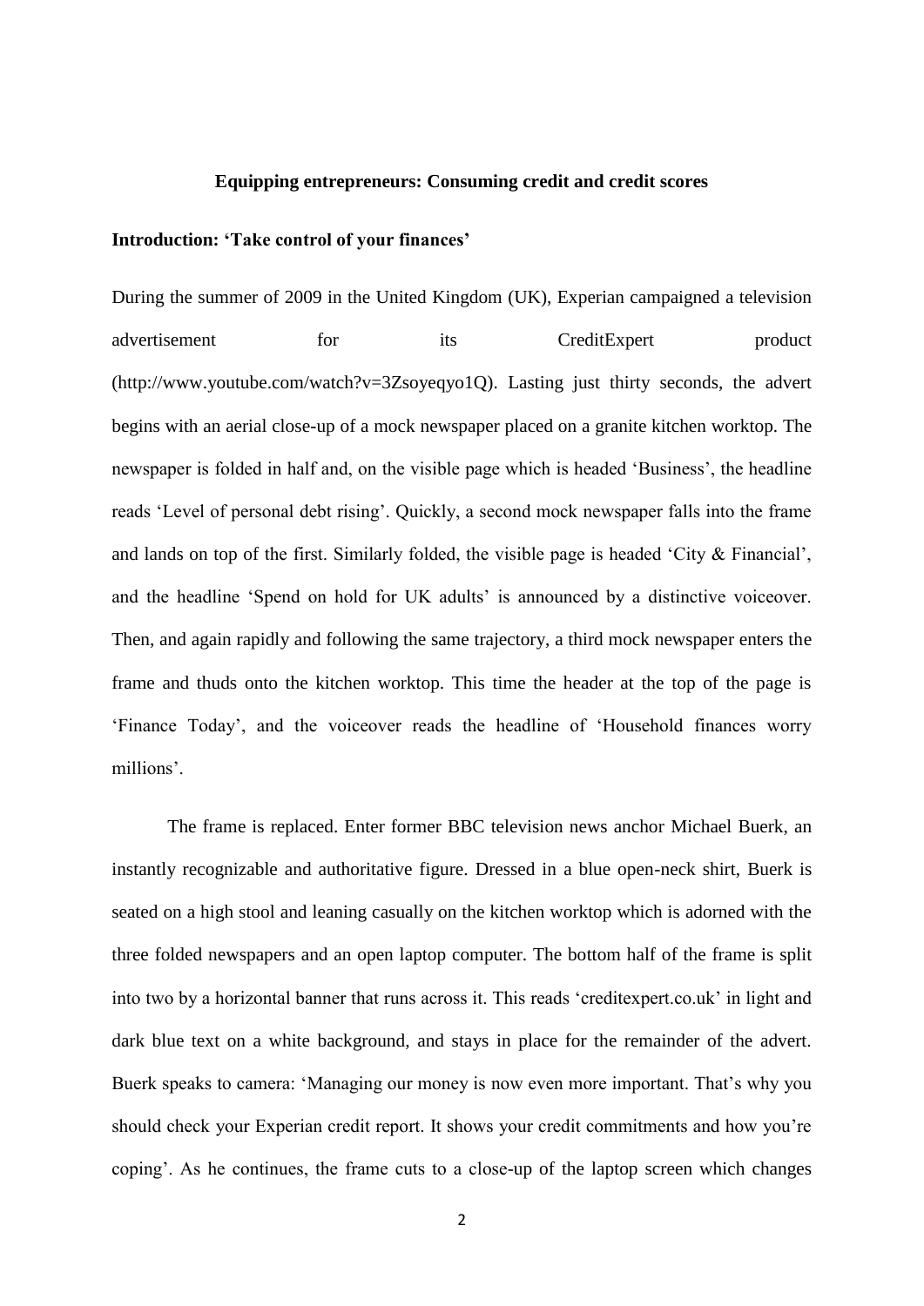# Equipping entrepreneurs: Consuming credit and credit scores

## Introduction: 'Take control of your finances'

During the summer of 2009 in the United Kingdom (UK), Experian campaigned a television advertisement for its CreditExpert product (http://www.youtube.com/watch?v=3Zsoyeqyo1Q). Lasting just thirty seconds, the advert begins with an aerial close-up of a mock newspaper placed on a granite kitchen worktop. The newspaper is folded in half and, on the visible page which is headed 'Business', the headline reads 'Level of personal debt rising'. Quickly, a second mock newspaper falls into the frame and lands on top of the first. Similarly folded, the visible page is headed 'City & Financial', and the headline 'Spend on hold for UK adults' is announced by a distinctive voiceover. Then, and again rapidly and following the same trajectory, a third mock newspaper enters the frame and thuds onto the kitchen worktop. This time the header at the top of the page is 'Finance Today', and the voiceover reads the headline of 'Household finances worry millions'.

The frame is replaced. Enter former BBC television news anchor Michael Buerk, an instantly recognizable and authoritative figure. Dressed in a blue open-neck shirt, Buerk is seated on a high stool and leaning casually on the kitchen worktop which is adorned with the three folded newspapers and an open laptop computer. The bottom half of the frame is split into two by a horizontal banner that runs across it. This reads 'creditexpert.co.uk' in light and dark blue text on a white background, and stays in place for the remainder of the advert. Buerk speaks to camera: 'Managing our money is now even more important. That's why you should check your Experian credit report. It shows your credit commitments and how you're coping'. As he continues, the frame cuts to a close-up of the laptop screen which changes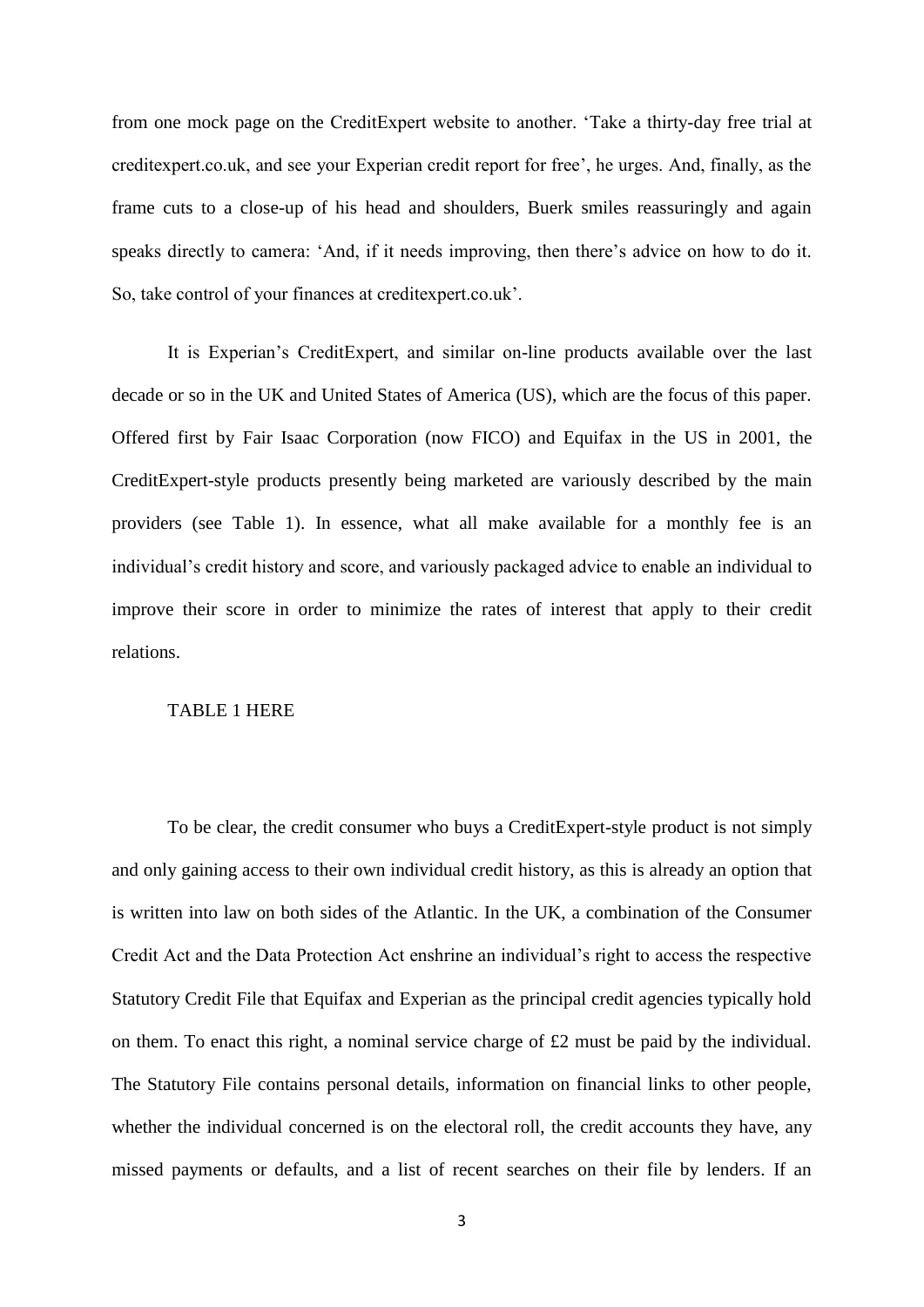from one mock page on the CreditExpert website to another. 'Take a thirty-day free trial at creditexpert.co.uk, and see your Experian credit report for free', he urges. And, finally, as the frame cuts to a close-up of his head and shoulders, Buerk smiles reassuringly and again speaks directly to camera: 'And, if it needs improving, then there's advice on how to do it. So, take control of your finances at creditexpert.co.uk'.

It is Experian's CreditExpert, and similar on-line products available over the last decade or so in the UK and United States of America (US), which are the focus of this paper. Offered first by Fair Isaac Corporation (now FICO) and Equifax in the US in 2001, the CreditExpert-style products presently being marketed are variously described by the main providers (see Table 1). In essence, what all make available for a monthly fee is an individual's credit history and score, and variously packaged advice to enable an individual to improve their score in order to minimize the rates of interest that apply to their credit relations.

TABLE 1 HERE

To be clear, the credit consumer who buys a CreditExpert-style product is not simply and only gaining access to their own individual credit history, as this is already an option that is written into law on both sides of the Atlantic. In the UK, a combination of the Consumer Credit Act and the Data Protection Act enshrine an individual's right to access the respective Statutory Credit File that Equifax and Experian as the principal credit agencies typically hold on them. To enact this right, a nominal service charge of £2 must be paid by the individual. The Statutory File contains personal details, information on financial links to other people, whether the individual concerned is on the electoral roll, the credit accounts they have, any missed payments or defaults, and a list of recent searches on their file by lenders. If an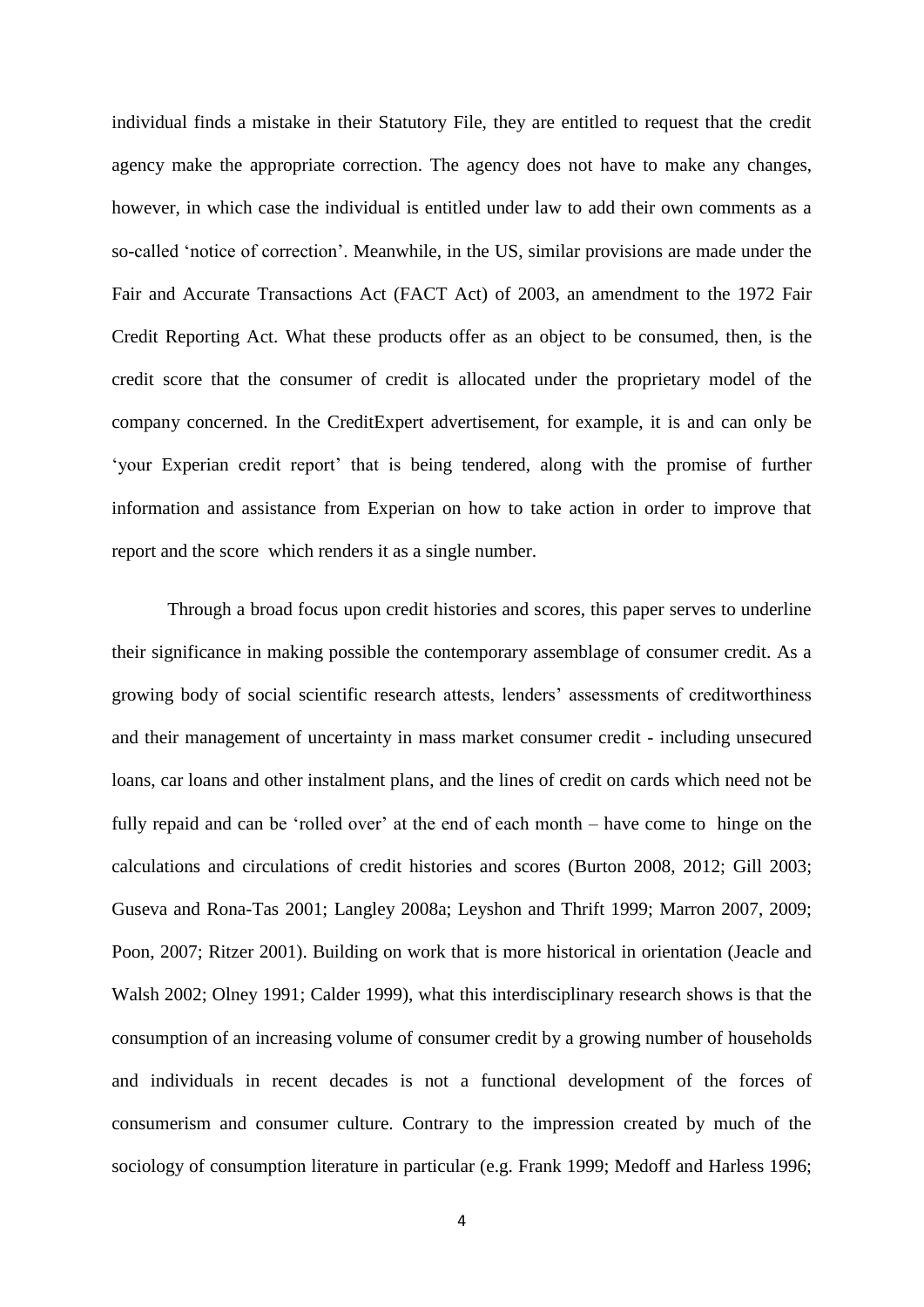individual finds a mistake in their Statutory File, they are entitled to request that the credit agency make the appropriate correction. The agency does not have to make any changes, however, in which case the individual is entitled under law to add their own comments as a so-called 'notice of correction'. Meanwhile, in the US, similar provisions are made under the Fair and Accurate Transactions Act (FACT Act) of 2003, an amendment to the 1972 Fair Credit Reporting Act. What these products offer as an object to be consumed, then, is the credit score that the consumer of credit is allocated under the proprietary model of the company concerned. In the CreditExpert advertisement, for example, it is and can only be 'your Experian credit report' that is being tendered, along with the promise of further information and assistance from Experian on how to take action in order to improve that report and the score which renders it as a single number.

Through a broad focus upon credit histories and scores, this paper serves to underline their significance in making possible the contemporary assemblage of consumer credit. As a growing body of social scientific research attests, lenders' assessments of creditworthiness and their management of uncertainty in mass market consumer credit - including unsecured loans, car loans and other instalment plans, and the lines of credit on cards which need not be fully repaid and can be 'rolled over' at the end of each month – have come to hinge on the calculations and circulations of credit histories and scores (Burton 2008, 2012; Gill 2003; Guseva and Rona-Tas 2001; Langley 2008a; Leyshon and Thrift 1999; Marron 2007, 2009; Poon, 2007; Ritzer 2001). Building on work that is more historical in orientation (Jeacle and Walsh 2002; Olney 1991; Calder 1999), what this interdisciplinary research shows is that the consumption of an increasing volume of consumer credit by a growing number of households and individuals in recent decades is not a functional development of the forces of consumerism and consumer culture. Contrary to the impression created by much of the sociology of consumption literature in particular (e.g. Frank 1999; Medoff and Harless 1996;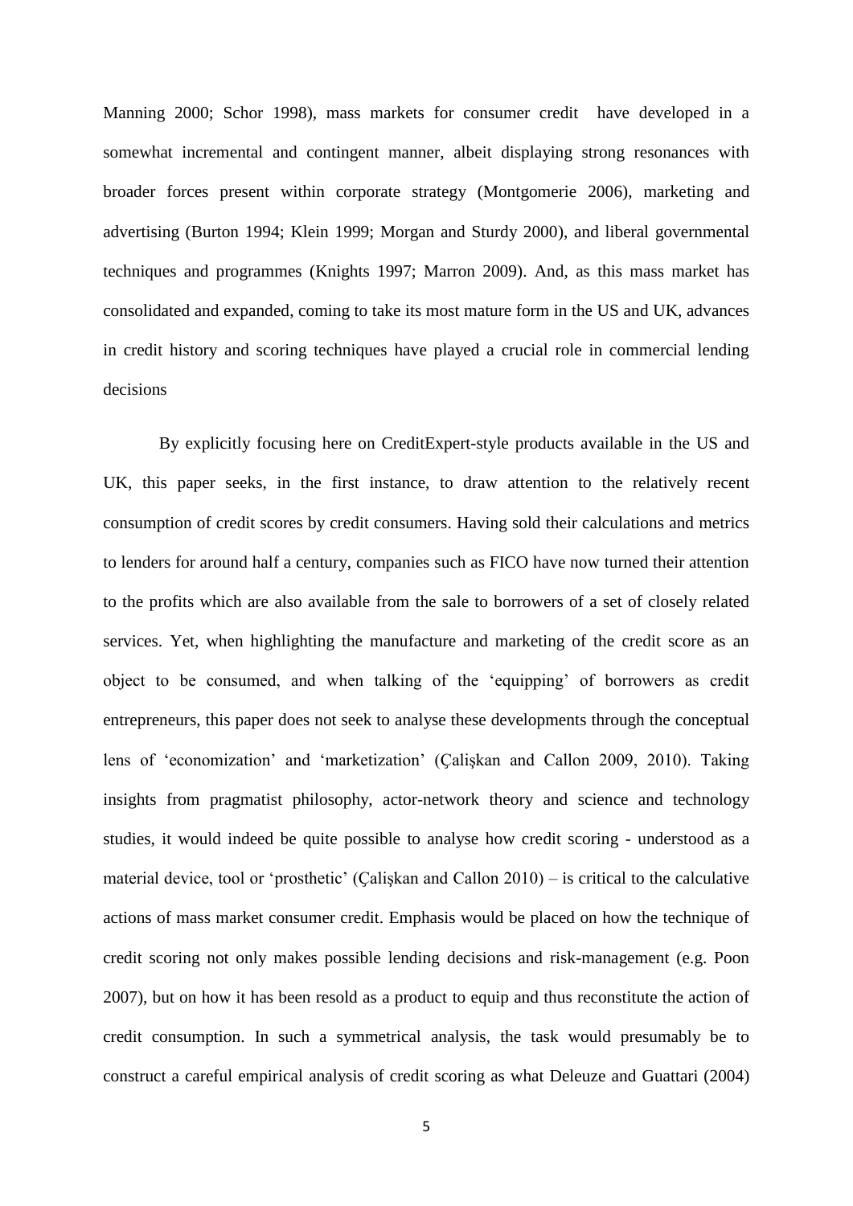Manning 2000; Schor 1998), mass markets for consumer credit have developed in a somewhat incremental and contingent manner, albeit displaying strong resonances with broader forces present within corporate strategy (Montgomerie 2006), marketing and advertising (Burton 1994; Klein 1999; Morgan and Sturdy 2000), and liberal governmental techniques and programmes (Knights 1997; Marron 2009). And, as this mass market has consolidated and expanded, coming to take its most mature form in the US and UK, advances in credit history and scoring techniques have played a crucial role in commercial lending decisions

By explicitly focusing here on CreditExpert-style products available in the US and UK, this paper seeks, in the first instance, to draw attention to the relatively recent consumption of credit scores by credit consumers. Having sold their calculations and metrics to lenders for around half a century, companies such as FICO have now turned their attention to the profits which are also available from the sale to borrowers of a set of closely related services. Yet, when highlighting the manufacture and marketing of the credit score as an object to be consumed, and when talking of the 'equipping' of borrowers as credit entrepreneurs, this paper does not seek to analyse these developments through the conceptual lens of 'economization' and 'marketization' (Çalişkan and Callon 2009, 2010). Taking insights from pragmatist philosophy, actor-network theory and science and technology studies, it would indeed be quite possible to analyse how credit scoring - understood as a material device, tool or 'prosthetic' (Çalişkan and Callon 2010) – is critical to the calculative actions of mass market consumer credit. Emphasis would be placed on how the technique of credit scoring not only makes possible lending decisions and risk-management (e.g. Poon 2007), but on how it has been resold as a product to equip and thus reconstitute the action of credit consumption. In such a symmetrical analysis, the task would presumably be to construct a careful empirical analysis of credit scoring as what Deleuze and Guattari (2004)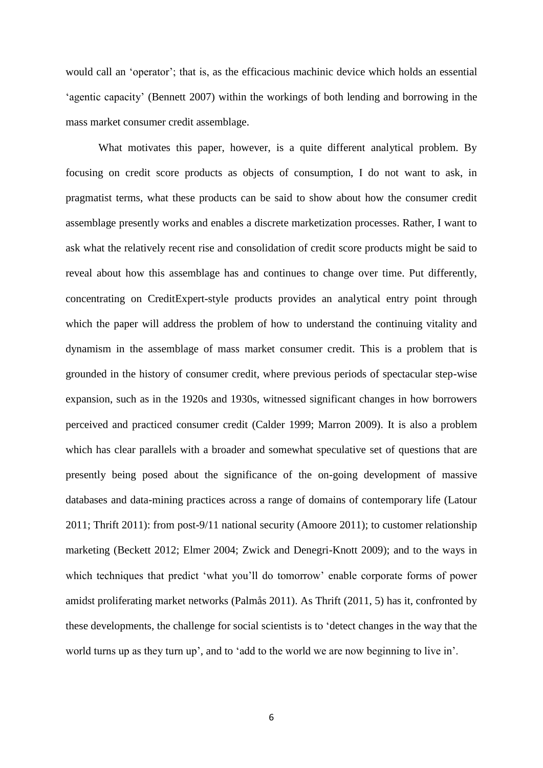would call an 'operator'; that is, as the efficacious machinic device which holds an essential 'agentic capacity' (Bennett 2007) within the workings of both lending and borrowing in the mass market consumer credit assemblage.

What motivates this paper, however, is a quite different analytical problem. By focusing on credit score products as objects of consumption, I do not want to ask, in pragmatist terms, what these products can be said to show about how the consumer credit assemblage presently works and enables a discrete marketization processes. Rather, I want to ask what the relatively recent rise and consolidation of credit score products might be said to reveal about how this assemblage has and continues to change over time. Put differently, concentrating on CreditExpert-style products provides an analytical entry point through which the paper will address the problem of how to understand the continuing vitality and dynamism in the assemblage of mass market consumer credit. This is a problem that is grounded in the history of consumer credit, where previous periods of spectacular step-wise expansion, such as in the 1920s and 1930s, witnessed significant changes in how borrowers perceived and practiced consumer credit (Calder 1999; Marron 2009). It is also a problem which has clear parallels with a broader and somewhat speculative set of questions that are presently being posed about the significance of the on-going development of massive databases and data-mining practices across a range of domains of contemporary life (Latour 2011; Thrift 2011): from post-9/11 national security (Amoore 2011); to customer relationship marketing (Beckett 2012; Elmer 2004; Zwick and Denegri-Knott 2009); and to the ways in which techniques that predict 'what you'll do tomorrow' enable corporate forms of power amidst proliferating market networks (Palmås 2011). As Thrift (2011, 5) has it, confronted by these developments, the challenge for social scientists is to 'detect changes in the way that the world turns up as they turn up', and to 'add to the world we are now beginning to live in'.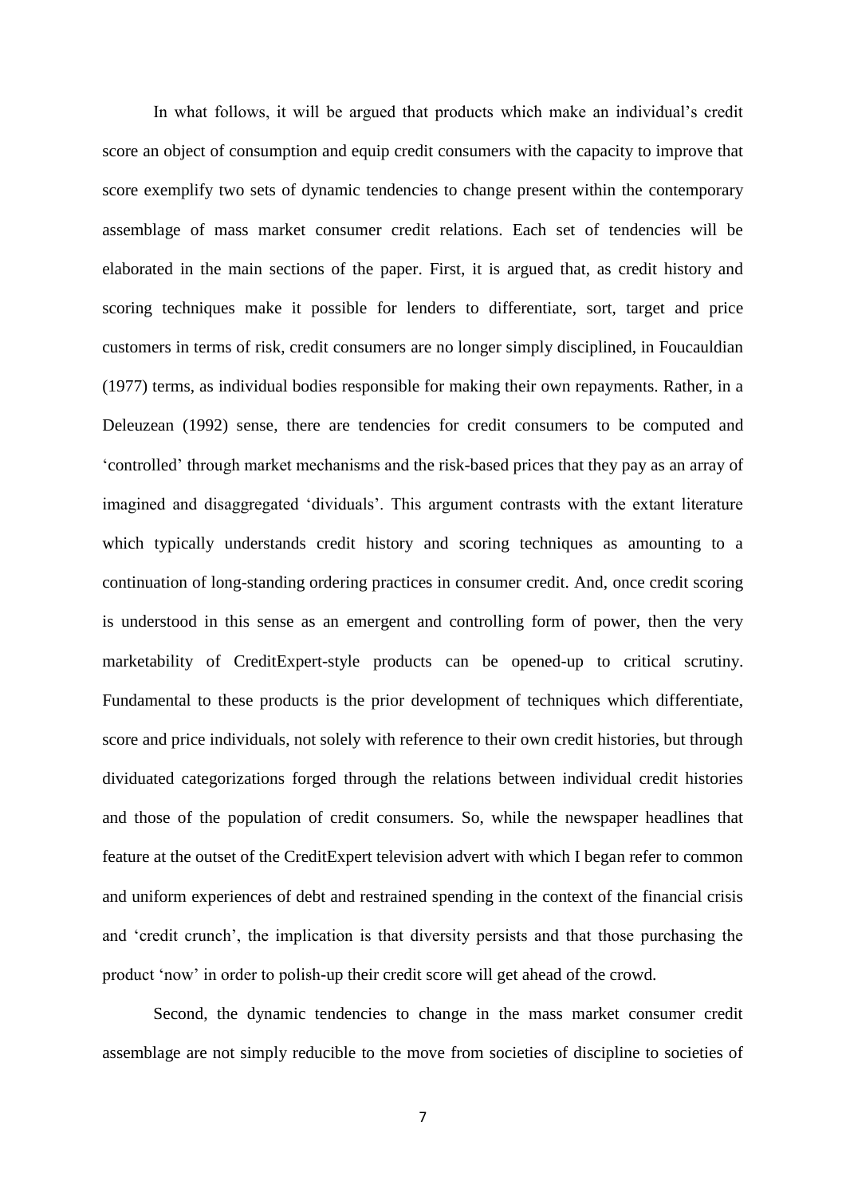In what follows, it will be argued that products which make an individual's credit score an object of consumption and equip credit consumers with the capacity to improve that score exemplify two sets of dynamic tendencies to change present within the contemporary assemblage of mass market consumer credit relations. Each set of tendencies will be elaborated in the main sections of the paper. First, it is argued that, as credit history and scoring techniques make it possible for lenders to differentiate, sort, target and price customers in terms of risk, credit consumers are no longer simply disciplined, in Foucauldian (1977) terms, as individual bodies responsible for making their own repayments. Rather, in a Deleuzean (1992) sense, there are tendencies for credit consumers to be computed and 'controlled' through market mechanisms and the risk-based prices that they pay as an array of imagined and disaggregated 'dividuals'. This argument contrasts with the extant literature which typically understands credit history and scoring techniques as amounting to a continuation of long-standing ordering practices in consumer credit. And, once credit scoring is understood in this sense as an emergent and controlling form of power, then the very marketability of CreditExpert-style products can be opened-up to critical scrutiny. Fundamental to these products is the prior development of techniques which differentiate, score and price individuals, not solely with reference to their own credit histories, but through dividuated categorizations forged through the relations between individual credit histories and those of the population of credit consumers. So, while the newspaper headlines that feature at the outset of the CreditExpert television advert with which I began refer to common and uniform experiences of debt and restrained spending in the context of the financial crisis and 'credit crunch', the implication is that diversity persists and that those purchasing the product 'now' in order to polish-up their credit score will get ahead of the crowd.

Second, the dynamic tendencies to change in the mass market consumer credit assemblage are not simply reducible to the move from societies of discipline to societies of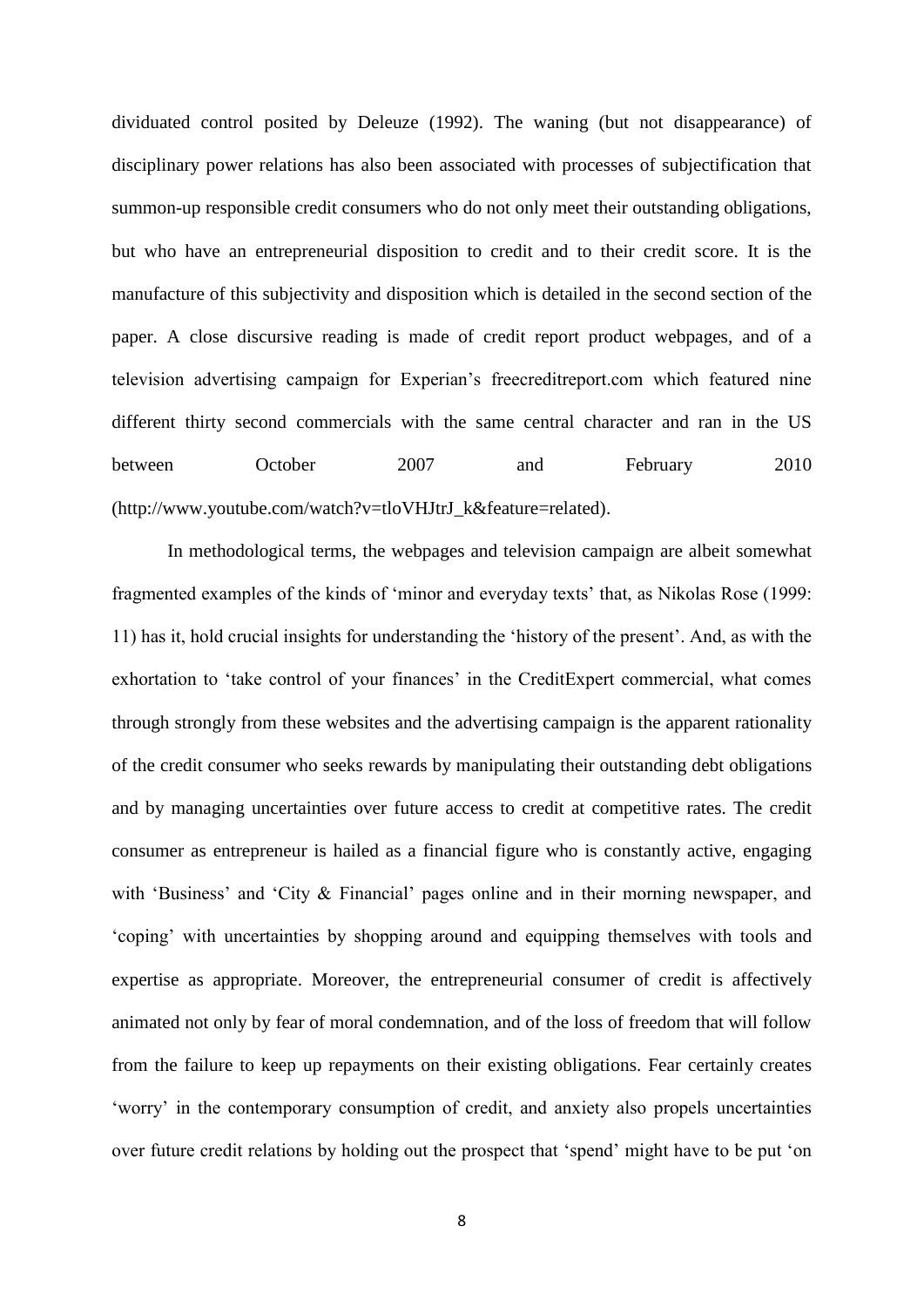dividuated control posited by Deleuze (1992). The waning (but not disappearance) of disciplinary power relations has also been associated with processes of subjectification that summon-up responsible credit consumers who do not only meet their outstanding obligations, but who have an entrepreneurial disposition to credit and to their credit score. It is the manufacture of this subjectivity and disposition which is detailed in the second section of the paper. A close discursive reading is made of credit report product webpages, and of a television advertising campaign for Experian's freecreditreport.com which featured nine different thirty second commercials with the same central character and ran in the US between October 2007 and February 2010 (http://www.youtube.com/watch?v=tloVHJtrJ_k&feature=related).

In methodological terms, the webpages and television campaign are albeit somewhat fragmented examples of the kinds of 'minor and everyday texts' that, as Nikolas Rose (1999: 11) has it, hold crucial insights for understanding the 'history of the present'. And, as with the exhortation to 'take control of your finances' in the CreditExpert commercial, what comes through strongly from these websites and the advertising campaign is the apparent rationality of the credit consumer who seeks rewards by manipulating their outstanding debt obligations and by managing uncertainties over future access to credit at competitive rates. The credit consumer as entrepreneur is hailed as a financial figure who is constantly active, engaging with 'Business' and 'City & Financial' pages online and in their morning newspaper, and 'coping' with uncertainties by shopping around and equipping themselves with tools and expertise as appropriate. Moreover, the entrepreneurial consumer of credit is affectively animated not only by fear of moral condemnation, and of the loss of freedom that will follow from the failure to keep up repayments on their existing obligations. Fear certainly creates 'worry' in the contemporary consumption of credit, and anxiety also propels uncertainties over future credit relations by holding out the prospect that 'spend' might have to be put 'on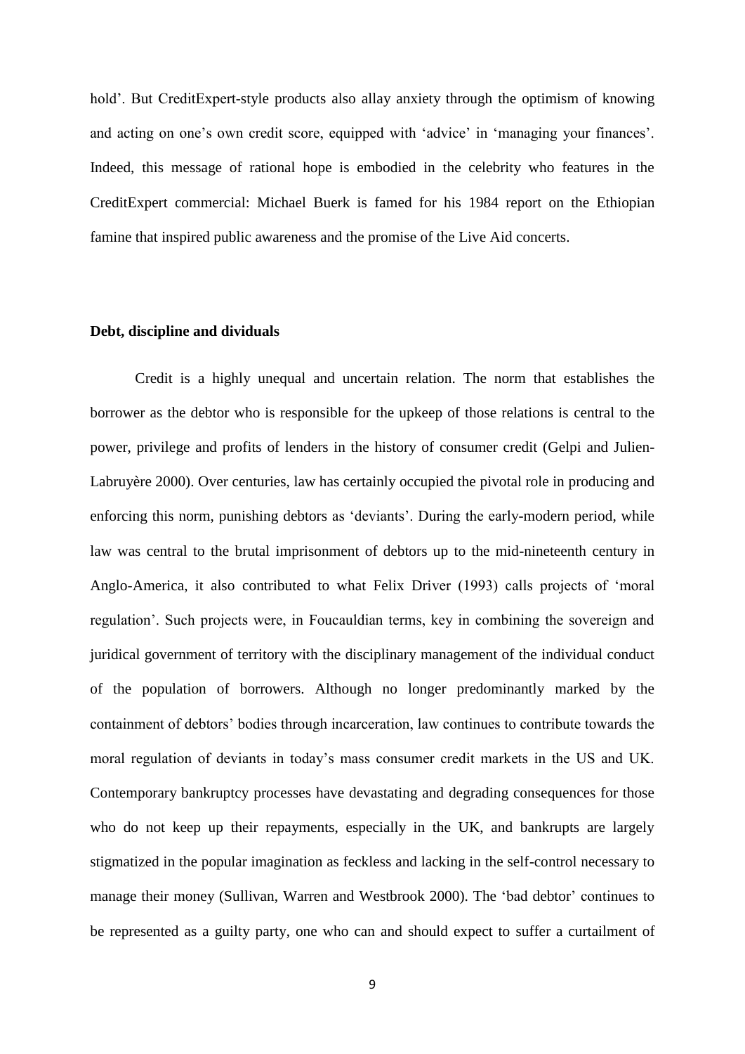hold'. But CreditExpert-style products also allay anxiety through the optimism of knowing and acting on one's own credit score, equipped with 'advice' in 'managing your finances'. Indeed, this message of rational hope is embodied in the celebrity who features in the CreditExpert commercial: Michael Buerk is famed for his 1984 report on the Ethiopian famine that inspired public awareness and the promise of the Live Aid concerts.

**Debt, discipline and dividuals**

Credit is a highly unequal and uncertain relation. The norm that establishes the borrower as the debtor who is responsible for the upkeep of those relations is central to the power, privilege and profits of lenders in the history of consumer credit (Gelpi and Julien-Labruyère 2000). Over centuries, law has certainly occupied the pivotal role in producing and enforcing this norm, punishing debtors as 'deviants'. During the early-modern period, while law was central to the brutal imprisonment of debtors up to the mid-nineteenth century in Anglo-America, it also contributed to what Felix Driver (1993) calls projects of 'moral regulation'. Such projects were, in Foucauldian terms, key in combining the sovereign and juridical government of territory with the disciplinary management of the individual conduct of the population of borrowers. Although no longer predominantly marked by the containment of debtors' bodies through incarceration, law continues to contribute towards the moral regulation of deviants in today's mass consumer credit markets in the US and UK. Contemporary bankruptcy processes have devastating and degrading consequences for those who do not keep up their repayments, especially in the UK, and bankrupts are largely stigmatized in the popular imagination as feckless and lacking in the self-control necessary to manage their money (Sullivan, Warren and Westbrook 2000). The 'bad debtor' continues to be represented as a guilty party, one who can and should expect to suffer a curtailment of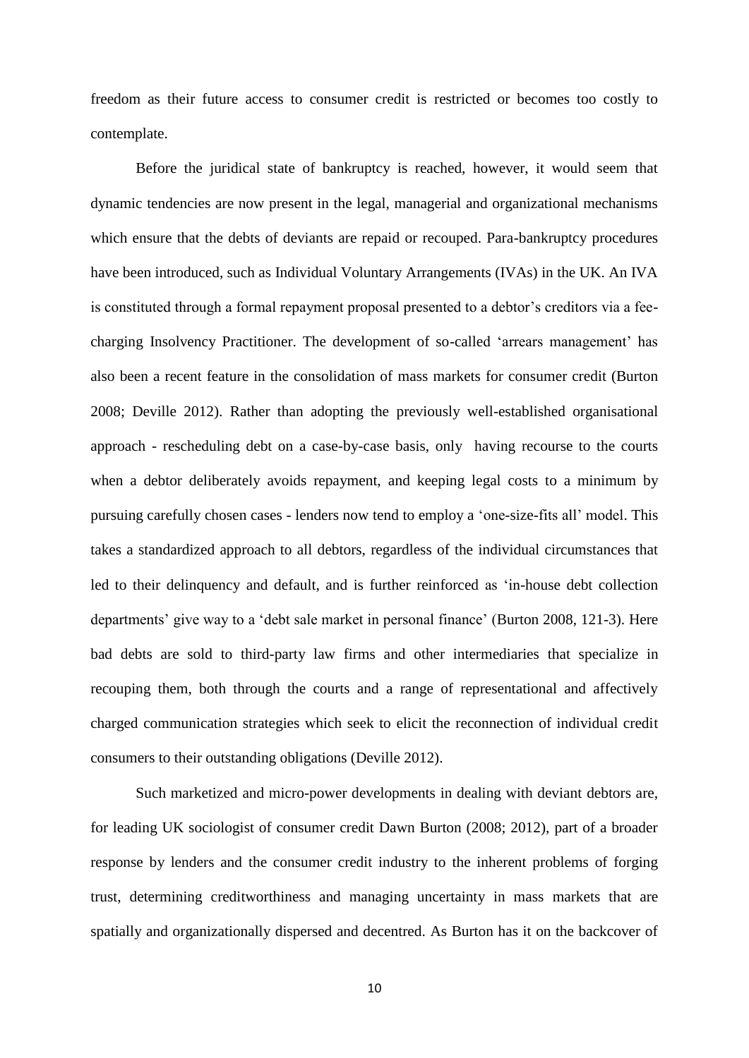freedom as their future access to consumer credit is restricted or becomes too costly to contemplate.

Before the juridical state of bankruptcy is reached, however, it would seem that dynamic tendencies are now present in the legal, managerial and organizational mechanisms which ensure that the debts of deviants are repaid or recouped. Para-bankruptcy procedures have been introduced, such as Individual Voluntary Arrangements (IVAs) in the UK. An IVA is constituted through a formal repayment proposal presented to a debtor's creditors via a fee-charging Insolvency Practitioner. The development of so-called 'arrears management' has also been a recent feature in the consolidation of mass markets for consumer credit (Burton 2008; Deville 2012). Rather than adopting the previously well-established organisational approach - rescheduling debt on a case-by-case basis, only having recourse to the courts when a debtor deliberately avoids repayment, and keeping legal costs to a minimum by pursuing carefully chosen cases - lenders now tend to employ a 'one-size-fits all' model. This takes a standardized approach to all debtors, regardless of the individual circumstances that led to their delinquency and default, and is further reinforced as 'in-house debt collection departments' give way to a 'debt sale market in personal finance' (Burton 2008, 121-3). Here bad debts are sold to third-party law firms and other intermediaries that specialize in recouping them, both through the courts and a range of representational and affectively charged communication strategies which seek to elicit the reconnection of individual credit consumers to their outstanding obligations (Deville 2012).

Such marketized and micro-power developments in dealing with deviant debtors are, for leading UK sociologist of consumer credit Dawn Burton (2008; 2012), part of a broader response by lenders and the consumer credit industry to the inherent problems of forging trust, determining creditworthiness and managing uncertainty in mass markets that are spatially and organizationally dispersed and decentred. As Burton has it on the backcover of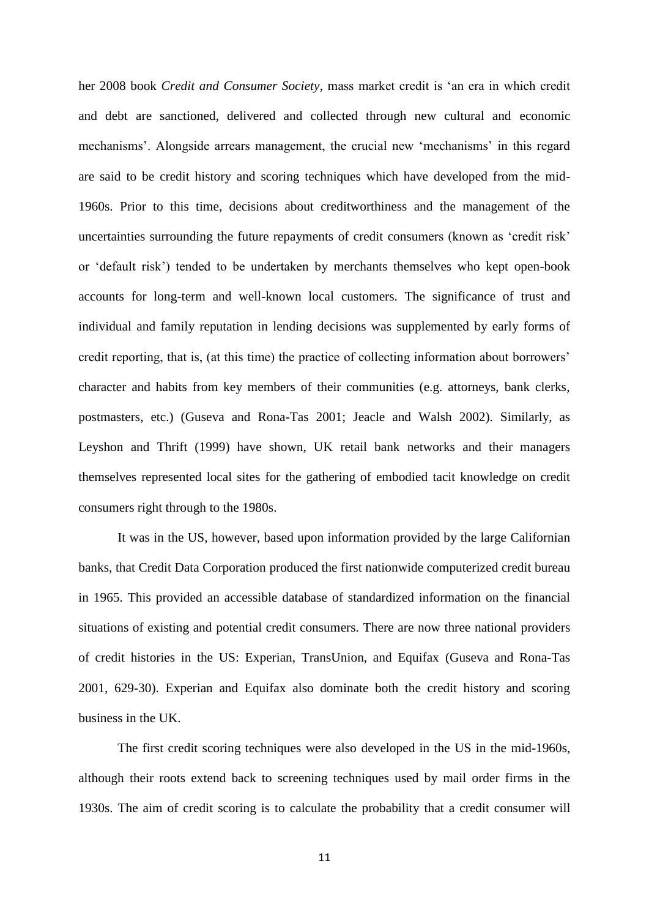her 2008 book *Credit and Consumer Society*, mass market credit is 'an era in which credit and debt are sanctioned, delivered and collected through new cultural and economic mechanisms'. Alongside arrears management, the crucial new 'mechanisms' in this regard are said to be credit history and scoring techniques which have developed from the mid-1960s. Prior to this time, decisions about creditworthiness and the management of the uncertainties surrounding the future repayments of credit consumers (known as 'credit risk' or 'default risk') tended to be undertaken by merchants themselves who kept open-book accounts for long-term and well-known local customers. The significance of trust and individual and family reputation in lending decisions was supplemented by early forms of credit reporting, that is, (at this time) the practice of collecting information about borrowers' character and habits from key members of their communities (e.g. attorneys, bank clerks, postmasters, etc.) (Guseva and Rona-Tas 2001; Jeacle and Walsh 2002). Similarly, as Leyshon and Thrift (1999) have shown, UK retail bank networks and their managers themselves represented local sites for the gathering of embodied tacit knowledge on credit consumers right through to the 1980s.

It was in the US, however, based upon information provided by the large Californian banks, that Credit Data Corporation produced the first nationwide computerized credit bureau in 1965. This provided an accessible database of standardized information on the financial situations of existing and potential credit consumers. There are now three national providers of credit histories in the US: Experian, TransUnion, and Equifax (Guseva and Rona-Tas 2001, 629-30). Experian and Equifax also dominate both the credit history and scoring business in the UK.

The first credit scoring techniques were also developed in the US in the mid-1960s, although their roots extend back to screening techniques used by mail order firms in the 1930s. The aim of credit scoring is to calculate the probability that a credit consumer will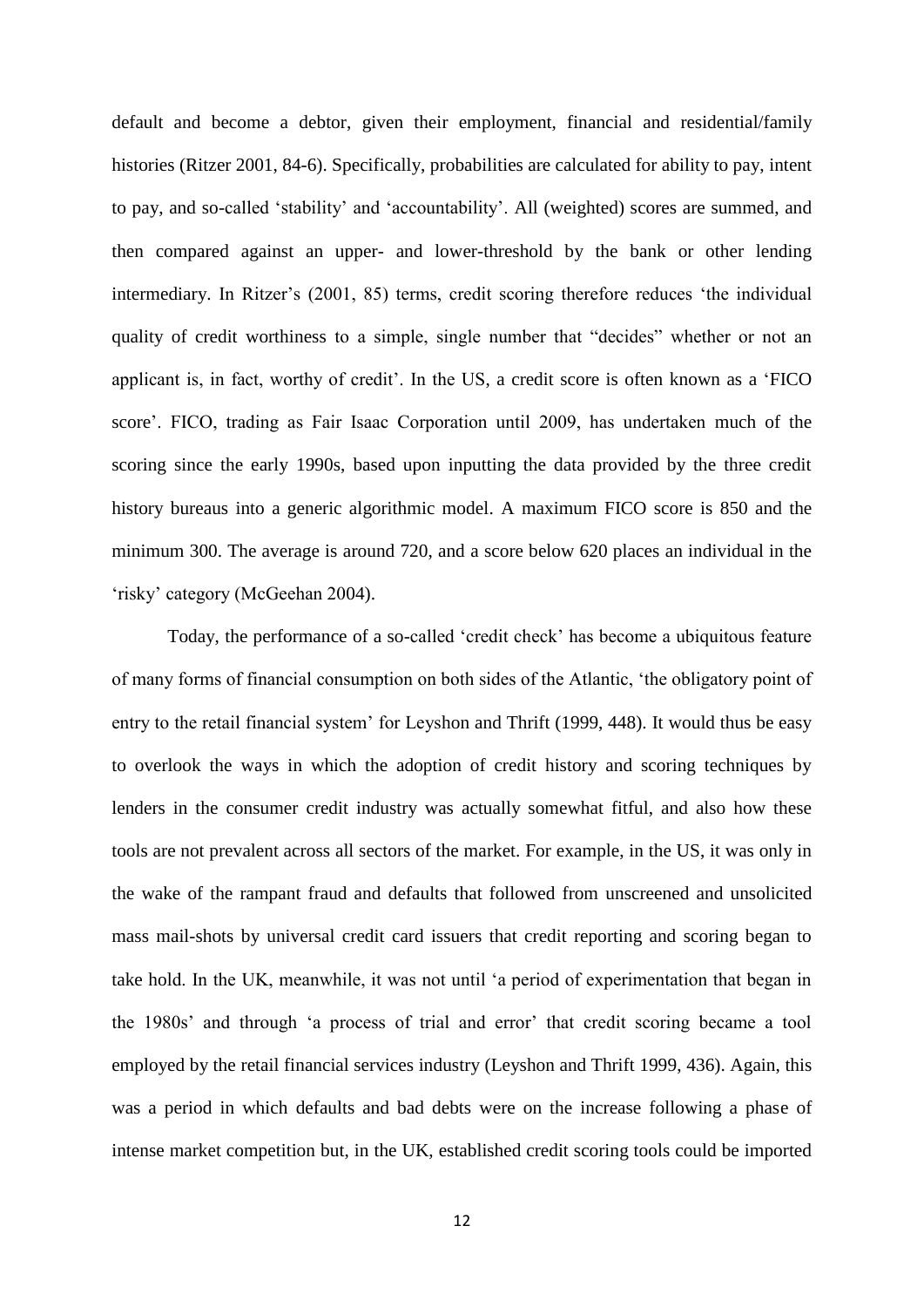default and become a debtor, given their employment, financial and residential/family histories (Ritzer 2001, 84-6). Specifically, probabilities are calculated for ability to pay, intent to pay, and so-called 'stability' and 'accountability'. All (weighted) scores are summed, and then compared against an upper- and lower-threshold by the bank or other lending intermediary. In Ritzer's (2001, 85) terms, credit scoring therefore reduces 'the individual quality of credit worthiness to a simple, single number that "decides" whether or not an applicant is, in fact, worthy of credit'. In the US, a credit score is often known as a 'FICO score'. FICO, trading as Fair Isaac Corporation until 2009, has undertaken much of the scoring since the early 1990s, based upon inputting the data provided by the three credit history bureaus into a generic algorithmic model. A maximum FICO score is 850 and the minimum 300. The average is around 720, and a score below 620 places an individual in the 'risky' category (McGeehan 2004).

Today, the performance of a so-called 'credit check' has become a ubiquitous feature of many forms of financial consumption on both sides of the Atlantic, 'the obligatory point of entry to the retail financial system' for Leyshon and Thrift (1999, 448). It would thus be easy to overlook the ways in which the adoption of credit history and scoring techniques by lenders in the consumer credit industry was actually somewhat fitful, and also how these tools are not prevalent across all sectors of the market. For example, in the US, it was only in the wake of the rampant fraud and defaults that followed from unscreened and unsolicited mass mail-shots by universal credit card issuers that credit reporting and scoring began to take hold. In the UK, meanwhile, it was not until 'a period of experimentation that began in the 1980s' and through 'a process of trial and error' that credit scoring became a tool employed by the retail financial services industry (Leyshon and Thrift 1999, 436). Again, this was a period in which defaults and bad debts were on the increase following a phase of intense market competition but, in the UK, established credit scoring tools could be imported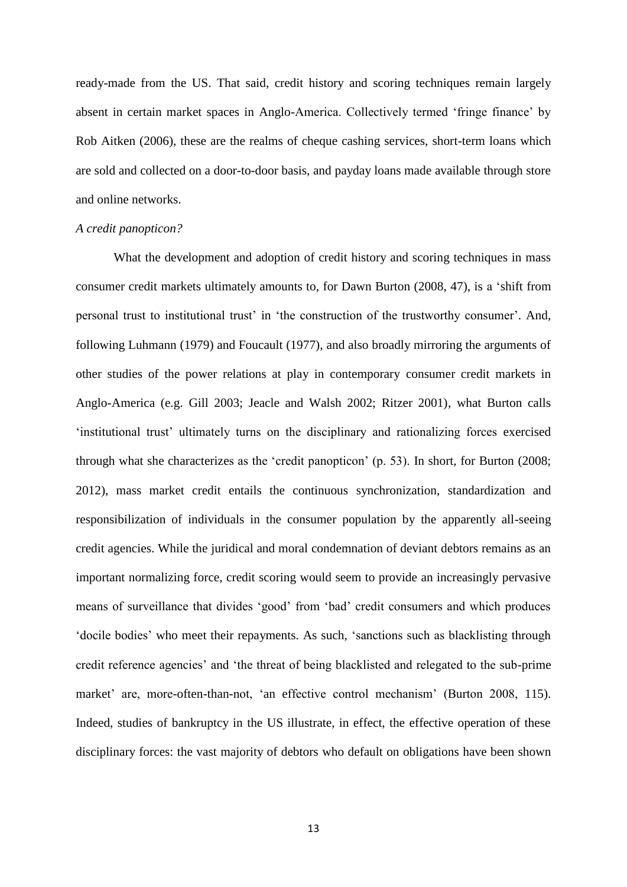ready-made from the US. That said, credit history and scoring techniques remain largely absent in certain market spaces in Anglo-America. Collectively termed 'fringe finance' by Rob Aitken (2006), these are the realms of cheque cashing services, short-term loans which are sold and collected on a door-to-door basis, and payday loans made available through store and online networks.

*A credit panopticon?*

What the development and adoption of credit history and scoring techniques in mass consumer credit markets ultimately amounts to, for Dawn Burton (2008, 47), is a 'shift from personal trust to institutional trust' in 'the construction of the trustworthy consumer'. And, following Luhmann (1979) and Foucault (1977), and also broadly mirroring the arguments of other studies of the power relations at play in contemporary consumer credit markets in Anglo-America (e.g. Gill 2003; Jeacle and Walsh 2002; Ritzer 2001), what Burton calls 'institutional trust' ultimately turns on the disciplinary and rationalizing forces exercised through what she characterizes as the 'credit panopticon' (p. 53). In short, for Burton (2008; 2012), mass market credit entails the continuous synchronization, standardization and responsibilization of individuals in the consumer population by the apparently all-seeing credit agencies. While the juridical and moral condemnation of deviant debtors remains as an important normalizing force, credit scoring would seem to provide an increasingly pervasive means of surveillance that divides 'good' from 'bad' credit consumers and which produces 'docile bodies' who meet their repayments. As such, 'sanctions such as blacklisting through credit reference agencies' and 'the threat of being blacklisted and relegated to the sub-prime market' are, more-often-than-not, 'an effective control mechanism' (Burton 2008, 115). Indeed, studies of bankruptcy in the US illustrate, in effect, the effective operation of these disciplinary forces: the vast majority of debtors who default on obligations have been shown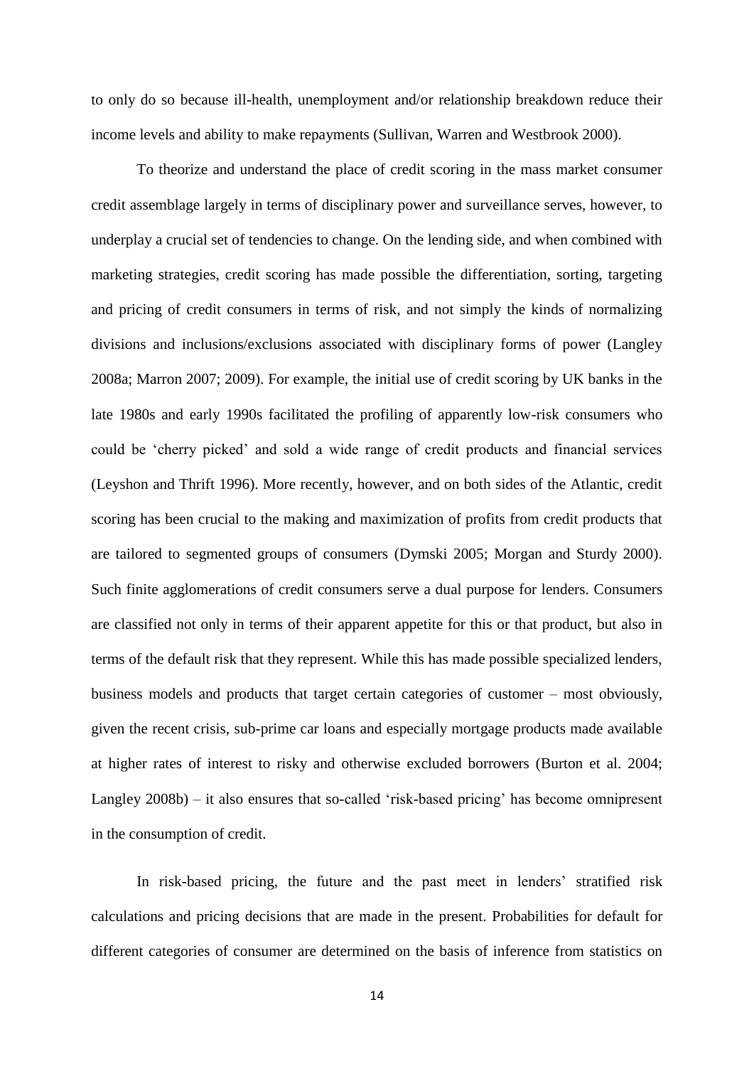to only do so because ill-health, unemployment and/or relationship breakdown reduce their income levels and ability to make repayments (Sullivan, Warren and Westbrook 2000).

To theorize and understand the place of credit scoring in the mass market consumer credit assemblage largely in terms of disciplinary power and surveillance serves, however, to underplay a crucial set of tendencies to change. On the lending side, and when combined with marketing strategies, credit scoring has made possible the differentiation, sorting, targeting and pricing of credit consumers in terms of risk, and not simply the kinds of normalizing divisions and inclusions/exclusions associated with disciplinary forms of power (Langley 2008a; Marron 2007; 2009). For example, the initial use of credit scoring by UK banks in the late 1980s and early 1990s facilitated the profiling of apparently low-risk consumers who could be 'cherry picked' and sold a wide range of credit products and financial services (Leyshon and Thrift 1996). More recently, however, and on both sides of the Atlantic, credit scoring has been crucial to the making and maximization of profits from credit products that are tailored to segmented groups of consumers (Dymski 2005; Morgan and Sturdy 2000). Such finite agglomerations of credit consumers serve a dual purpose for lenders. Consumers are classified not only in terms of their apparent appetite for this or that product, but also in terms of the default risk that they represent. While this has made possible specialized lenders, business models and products that target certain categories of customer – most obviously, given the recent crisis, sub-prime car loans and especially mortgage products made available at higher rates of interest to risky and otherwise excluded borrowers (Burton et al. 2004; Langley 2008b) – it also ensures that so-called 'risk-based pricing' has become omnipresent in the consumption of credit.

In risk-based pricing, the future and the past meet in lenders' stratified risk calculations and pricing decisions that are made in the present. Probabilities for default for different categories of consumer are determined on the basis of inference from statistics on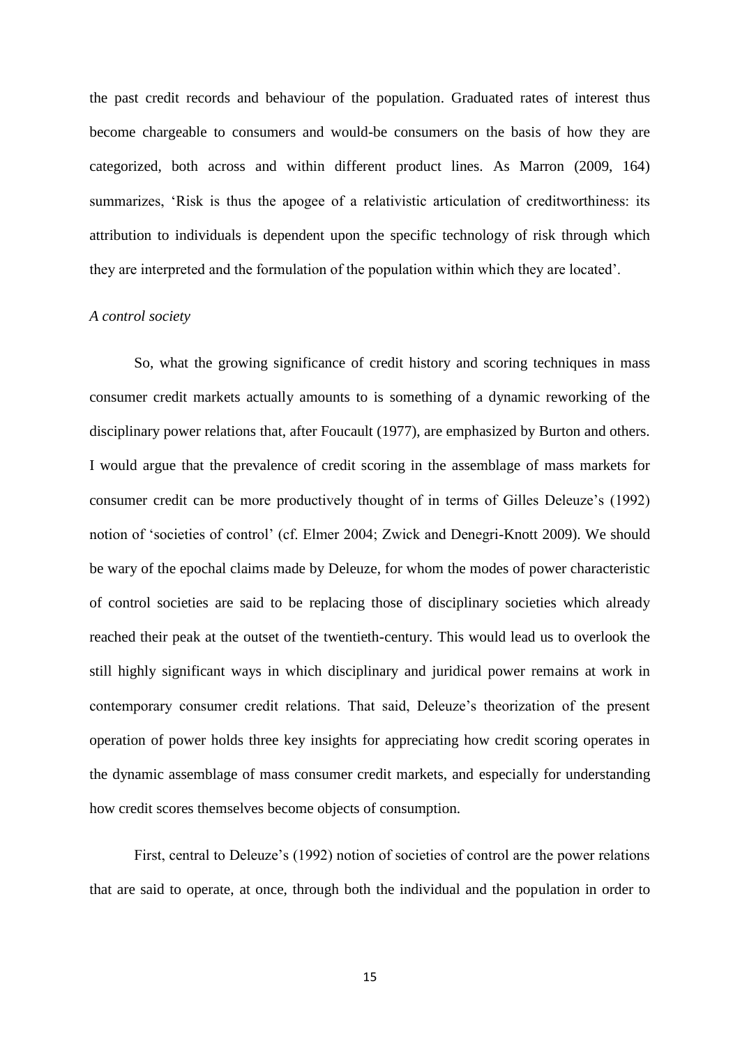the past credit records and behaviour of the population. Graduated rates of interest thus become chargeable to consumers and would-be consumers on the basis of how they are categorized, both across and within different product lines. As Marron (2009, 164) summarizes, 'Risk is thus the apogee of a relativistic articulation of creditworthiness: its attribution to individuals is dependent upon the specific technology of risk through which they are interpreted and the formulation of the population within which they are located'.

*A control society*

So, what the growing significance of credit history and scoring techniques in mass consumer credit markets actually amounts to is something of a dynamic reworking of the disciplinary power relations that, after Foucault (1977), are emphasized by Burton and others. I would argue that the prevalence of credit scoring in the assemblage of mass markets for consumer credit can be more productively thought of in terms of Gilles Deleuze's (1992) notion of 'societies of control' (cf. Elmer 2004; Zwick and Denegri-Knott 2009). We should be wary of the epochal claims made by Deleuze, for whom the modes of power characteristic of control societies are said to be replacing those of disciplinary societies which already reached their peak at the outset of the twentieth-century. This would lead us to overlook the still highly significant ways in which disciplinary and juridical power remains at work in contemporary consumer credit relations. That said, Deleuze's theorization of the present operation of power holds three key insights for appreciating how credit scoring operates in the dynamic assemblage of mass consumer credit markets, and especially for understanding how credit scores themselves become objects of consumption.

First, central to Deleuze's (1992) notion of societies of control are the power relations that are said to operate, at once, through both the individual and the population in order to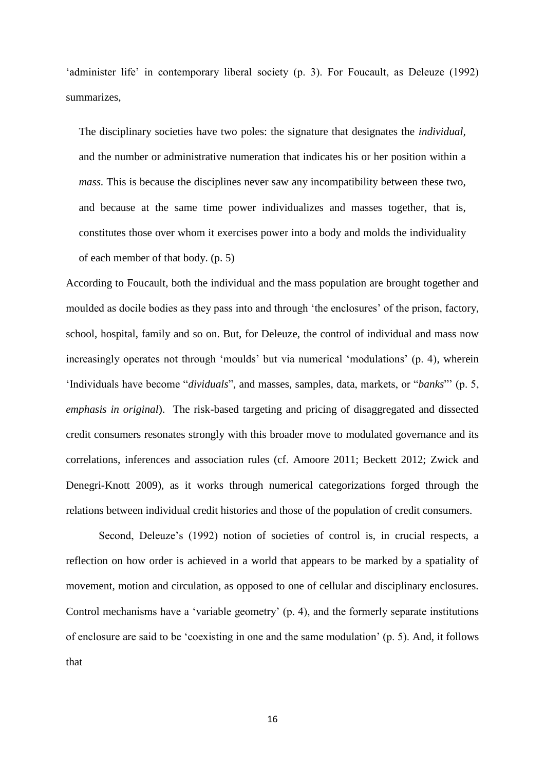'administer life' in contemporary liberal society (p. 3). For Foucault, as Deleuze (1992) summarizes,

> The disciplinary societies have two poles: the signature that designates the *individual*, and the number or administrative numeration that indicates his or her position within a *mass*. This is because the disciplines never saw any incompatibility between these two, and because at the same time power individualizes and masses together, that is, constitutes those over whom it exercises power into a body and molds the individuality of each member of that body. (p. 5)

According to Foucault, both the individual and the mass population are brought together and moulded as docile bodies as they pass into and through 'the enclosures' of the prison, factory, school, hospital, family and so on. But, for Deleuze, the control of individual and mass now increasingly operates not through 'moulds' but via numerical 'modulations' (p. 4), wherein 'Individuals have become "*dividuals*", and masses, samples, data, markets, or "*banks*"' (p. 5, *emphasis in original*). The risk-based targeting and pricing of disaggregated and dissected credit consumers resonates strongly with this broader move to modulated governance and its correlations, inferences and association rules (cf. Amoore 2011; Beckett 2012; Zwick and Denegri-Knott 2009), as it works through numerical categorizations forged through the relations between individual credit histories and those of the population of credit consumers.

Second, Deleuze's (1992) notion of societies of control is, in crucial respects, a reflection on how order is achieved in a world that appears to be marked by a spatiality of movement, motion and circulation, as opposed to one of cellular and disciplinary enclosures. Control mechanisms have a 'variable geometry' (p. 4), and the formerly separate institutions of enclosure are said to be 'coexisting in one and the same modulation' (p. 5). And, it follows that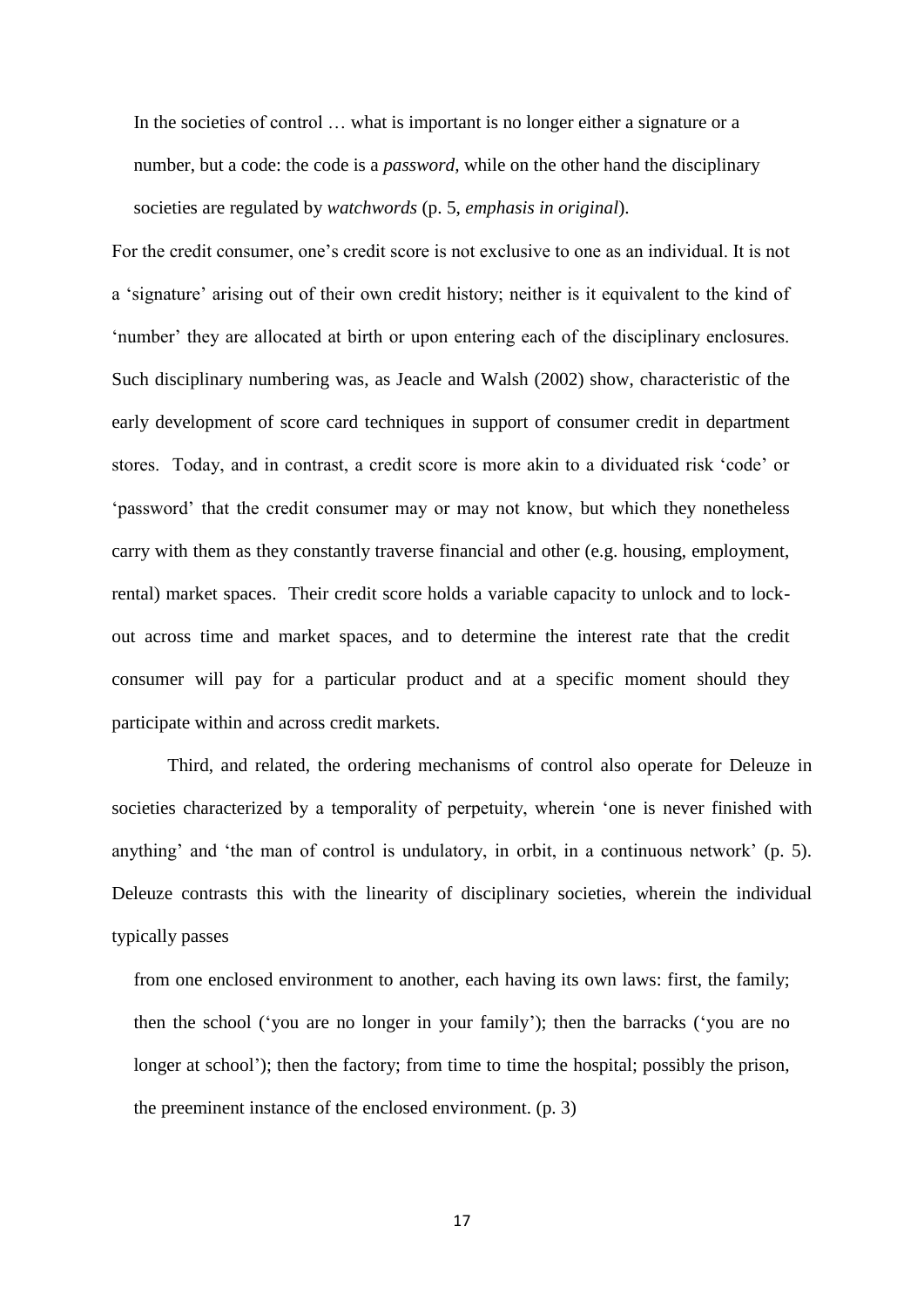> In the societies of control … what is important is no longer either a signature or a number, but a code: the code is a *password,* while on the other hand the disciplinary societies are regulated by *watchwords* (p. 5, *emphasis in original*).

For the credit consumer, one's credit score is not exclusive to one as an individual. It is not a 'signature' arising out of their own credit history; neither is it equivalent to the kind of 'number' they are allocated at birth or upon entering each of the disciplinary enclosures. Such disciplinary numbering was, as Jeacle and Walsh (2002) show, characteristic of the early development of score card techniques in support of consumer credit in department stores. Today, and in contrast, a credit score is more akin to a dividuated risk 'code' or 'password' that the credit consumer may or may not know, but which they nonetheless carry with them as they constantly traverse financial and other (e.g. housing, employment, rental) market spaces. Their credit score holds a variable capacity to unlock and to lock-out across time and market spaces, and to determine the interest rate that the credit consumer will pay for a particular product and at a specific moment should they participate within and across credit markets.

Third, and related, the ordering mechanisms of control also operate for Deleuze in societies characterized by a temporality of perpetuity, wherein 'one is never finished with anything' and 'the man of control is undulatory, in orbit, in a continuous network' (p. 5). Deleuze contrasts this with the linearity of disciplinary societies, wherein the individual typically passes

> from one enclosed environment to another, each having its own laws: first, the family; then the school ('you are no longer in your family'); then the barracks ('you are no longer at school'); then the factory; from time to time the hospital; possibly the prison, the preeminent instance of the enclosed environment. (p. 3)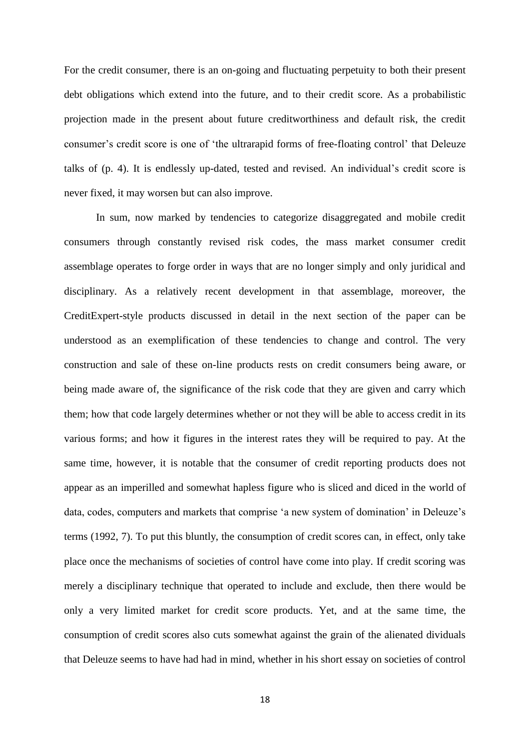For the credit consumer, there is an on-going and fluctuating perpetuity to both their present debt obligations which extend into the future, and to their credit score. As a probabilistic projection made in the present about future creditworthiness and default risk, the credit consumer's credit score is one of 'the ultrarapid forms of free-floating control' that Deleuze talks of (p. 4). It is endlessly up-dated, tested and revised. An individual's credit score is never fixed, it may worsen but can also improve.

In sum, now marked by tendencies to categorize disaggregated and mobile credit consumers through constantly revised risk codes, the mass market consumer credit assemblage operates to forge order in ways that are no longer simply and only juridical and disciplinary. As a relatively recent development in that assemblage, moreover, the CreditExpert-style products discussed in detail in the next section of the paper can be understood as an exemplification of these tendencies to change and control. The very construction and sale of these on-line products rests on credit consumers being aware, or being made aware of, the significance of the risk code that they are given and carry which them; how that code largely determines whether or not they will be able to access credit in its various forms; and how it figures in the interest rates they will be required to pay. At the same time, however, it is notable that the consumer of credit reporting products does not appear as an imperilled and somewhat hapless figure who is sliced and diced in the world of data, codes, computers and markets that comprise 'a new system of domination' in Deleuze's terms (1992, 7). To put this bluntly, the consumption of credit scores can, in effect, only take place once the mechanisms of societies of control have come into play. If credit scoring was merely a disciplinary technique that operated to include and exclude, then there would be only a very limited market for credit score products. Yet, and at the same time, the consumption of credit scores also cuts somewhat against the grain of the alienated dividuals that Deleuze seems to have had had in mind, whether in his short essay on societies of control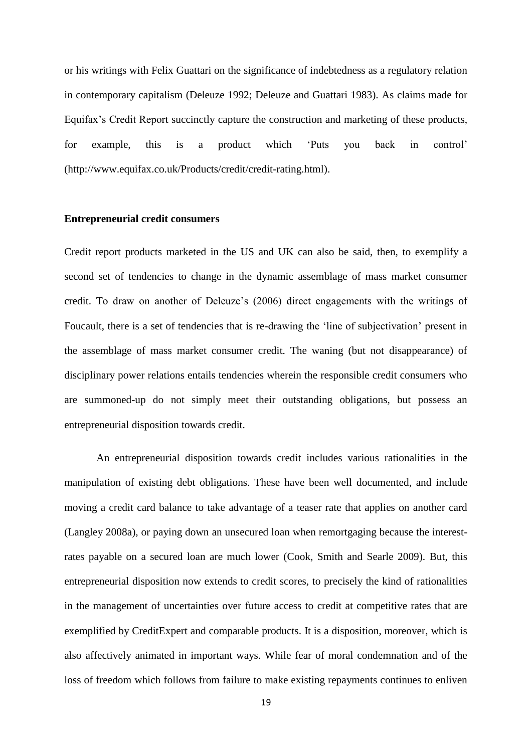or his writings with Felix Guattari on the significance of indebtedness as a regulatory relation in contemporary capitalism (Deleuze 1992; Deleuze and Guattari 1983). As claims made for Equifax's Credit Report succinctly capture the construction and marketing of these products, for example, this is a product which 'Puts you back in control' (http://www.equifax.co.uk/Products/credit/credit-rating.html).

**Entrepreneurial credit consumers**

Credit report products marketed in the US and UK can also be said, then, to exemplify a second set of tendencies to change in the dynamic assemblage of mass market consumer credit. To draw on another of Deleuze's (2006) direct engagements with the writings of Foucault, there is a set of tendencies that is re-drawing the 'line of subjectivation' present in the assemblage of mass market consumer credit. The waning (but not disappearance) of disciplinary power relations entails tendencies wherein the responsible credit consumers who are summoned-up do not simply meet their outstanding obligations, but possess an entrepreneurial disposition towards credit.

An entrepreneurial disposition towards credit includes various rationalities in the manipulation of existing debt obligations. These have been well documented, and include moving a credit card balance to take advantage of a teaser rate that applies on another card (Langley 2008a), or paying down an unsecured loan when remortgaging because the interest-rates payable on a secured loan are much lower (Cook, Smith and Searle 2009). But, this entrepreneurial disposition now extends to credit scores, to precisely the kind of rationalities in the management of uncertainties over future access to credit at competitive rates that are exemplified by CreditExpert and comparable products. It is a disposition, moreover, which is also affectively animated in important ways. While fear of moral condemnation and of the loss of freedom which follows from failure to make existing repayments continues to enliven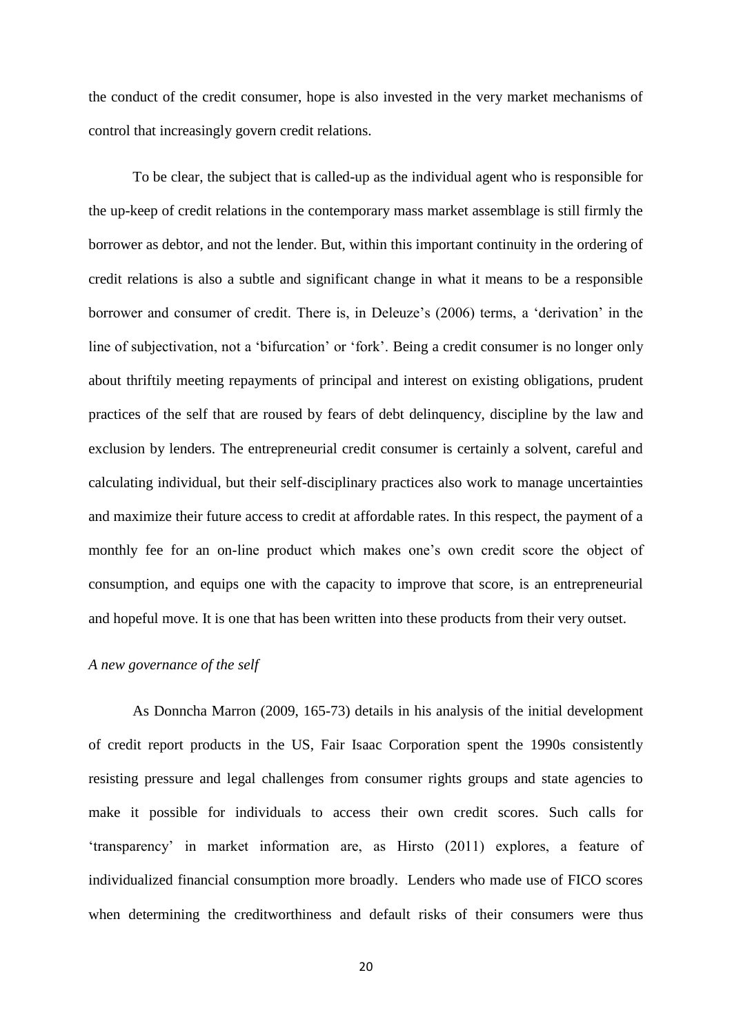the conduct of the credit consumer, hope is also invested in the very market mechanisms of control that increasingly govern credit relations.

To be clear, the subject that is called-up as the individual agent who is responsible for the up-keep of credit relations in the contemporary mass market assemblage is still firmly the borrower as debtor, and not the lender. But, within this important continuity in the ordering of credit relations is also a subtle and significant change in what it means to be a responsible borrower and consumer of credit. There is, in Deleuze's (2006) terms, a 'derivation' in the line of subjectivation, not a 'bifurcation' or 'fork'. Being a credit consumer is no longer only about thriftily meeting repayments of principal and interest on existing obligations, prudent practices of the self that are roused by fears of debt delinquency, discipline by the law and exclusion by lenders. The entrepreneurial credit consumer is certainly a solvent, careful and calculating individual, but their self-disciplinary practices also work to manage uncertainties and maximize their future access to credit at affordable rates. In this respect, the payment of a monthly fee for an on-line product which makes one's own credit score the object of consumption, and equips one with the capacity to improve that score, is an entrepreneurial and hopeful move. It is one that has been written into these products from their very outset.

### *A new governance of the self*

As Donncha Marron (2009, 165-73) details in his analysis of the initial development of credit report products in the US, Fair Isaac Corporation spent the 1990s consistently resisting pressure and legal challenges from consumer rights groups and state agencies to make it possible for individuals to access their own credit scores. Such calls for 'transparency' in market information are, as Hirsto (2011) explores, a feature of individualized financial consumption more broadly. Lenders who made use of FICO scores when determining the creditworthiness and default risks of their consumers were thus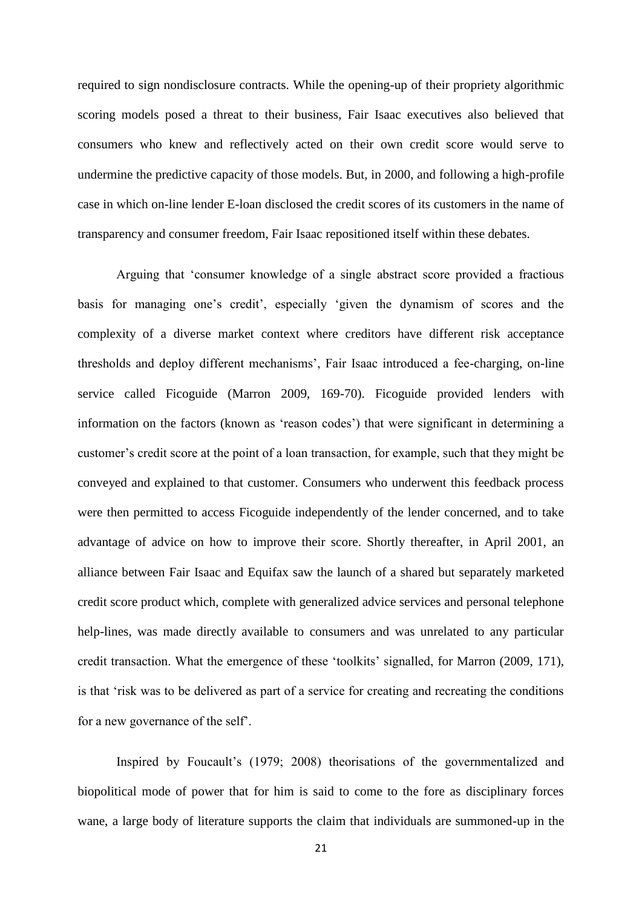required to sign nondisclosure contracts. While the opening-up of their propriety algorithmic scoring models posed a threat to their business, Fair Isaac executives also believed that consumers who knew and reflectively acted on their own credit score would serve to undermine the predictive capacity of those models. But, in 2000, and following a high-profile case in which on-line lender E-loan disclosed the credit scores of its customers in the name of transparency and consumer freedom, Fair Isaac repositioned itself within these debates.

Arguing that 'consumer knowledge of a single abstract score provided a fractious basis for managing one's credit', especially 'given the dynamism of scores and the complexity of a diverse market context where creditors have different risk acceptance thresholds and deploy different mechanisms', Fair Isaac introduced a fee-charging, on-line service called Ficoguide (Marron 2009, 169-70). Ficoguide provided lenders with information on the factors (known as 'reason codes') that were significant in determining a customer's credit score at the point of a loan transaction, for example, such that they might be conveyed and explained to that customer. Consumers who underwent this feedback process were then permitted to access Ficoguide independently of the lender concerned, and to take advantage of advice on how to improve their score. Shortly thereafter, in April 2001, an alliance between Fair Isaac and Equifax saw the launch of a shared but separately marketed credit score product which, complete with generalized advice services and personal telephone help-lines, was made directly available to consumers and was unrelated to any particular credit transaction. What the emergence of these 'toolkits' signalled, for Marron (2009, 171), is that 'risk was to be delivered as part of a service for creating and recreating the conditions for a new governance of the self'.

Inspired by Foucault's (1979; 2008) theorisations of the governmentalized and biopolitical mode of power that for him is said to come to the fore as disciplinary forces wane, a large body of literature supports the claim that individuals are summoned-up in the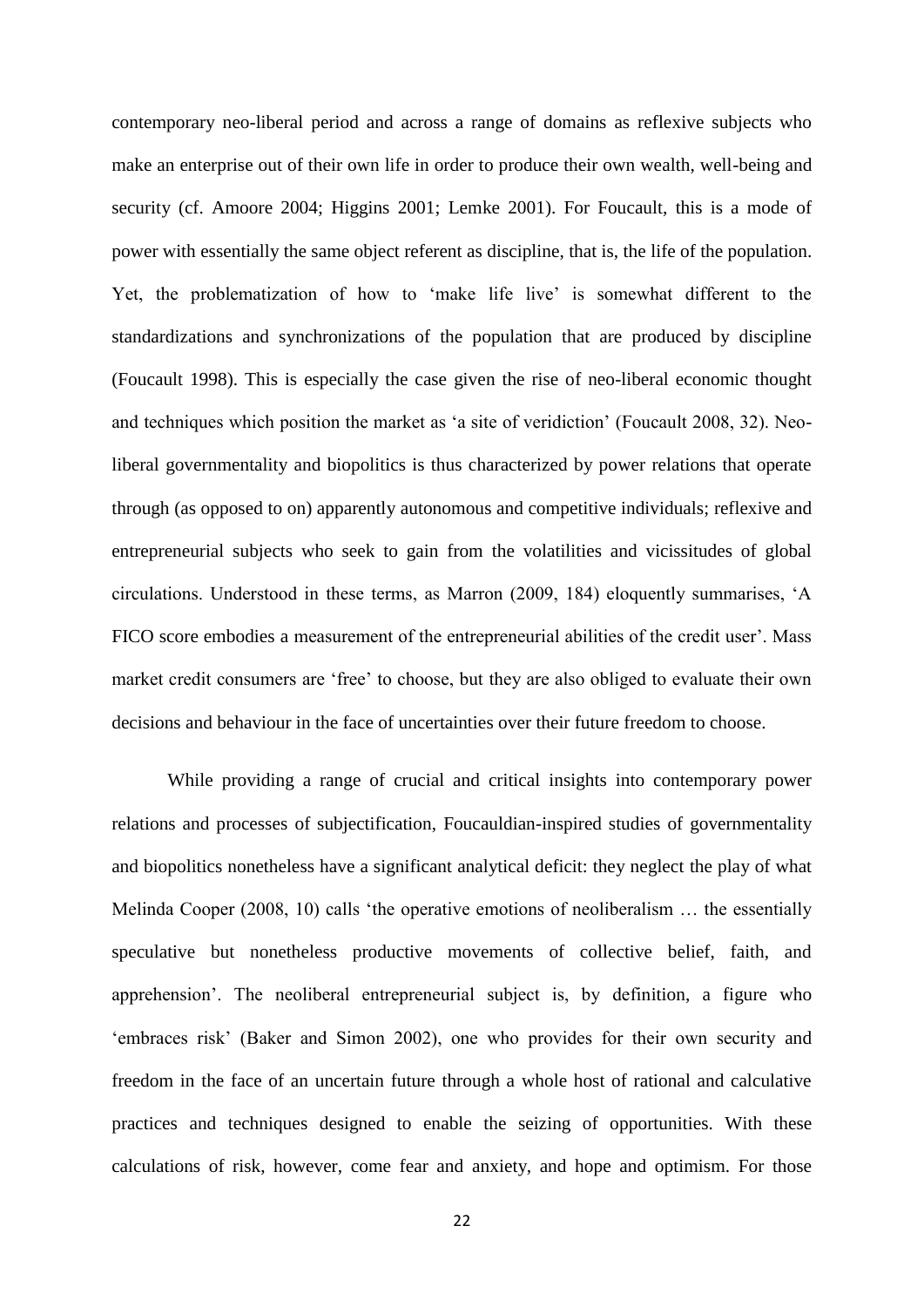contemporary neo-liberal period and across a range of domains as reflexive subjects who make an enterprise out of their own life in order to produce their own wealth, well-being and security (cf. Amoore 2004; Higgins 2001; Lemke 2001). For Foucault, this is a mode of power with essentially the same object referent as discipline, that is, the life of the population. Yet, the problematization of how to 'make life live' is somewhat different to the standardizations and synchronizations of the population that are produced by discipline (Foucault 1998). This is especially the case given the rise of neo-liberal economic thought and techniques which position the market as 'a site of veridiction' (Foucault 2008, 32). Neo-liberal governmentality and biopolitics is thus characterized by power relations that operate through (as opposed to on) apparently autonomous and competitive individuals; reflexive and entrepreneurial subjects who seek to gain from the volatilities and vicissitudes of global circulations. Understood in these terms, as Marron (2009, 184) eloquently summarises, 'A FICO score embodies a measurement of the entrepreneurial abilities of the credit user'. Mass market credit consumers are 'free' to choose, but they are also obliged to evaluate their own decisions and behaviour in the face of uncertainties over their future freedom to choose.

While providing a range of crucial and critical insights into contemporary power relations and processes of subjectification, Foucauldian-inspired studies of governmentality and biopolitics nonetheless have a significant analytical deficit: they neglect the play of what Melinda Cooper (2008, 10) calls 'the operative emotions of neoliberalism … the essentially speculative but nonetheless productive movements of collective belief, faith, and apprehension'. The neoliberal entrepreneurial subject is, by definition, a figure who 'embraces risk' (Baker and Simon 2002), one who provides for their own security and freedom in the face of an uncertain future through a whole host of rational and calculative practices and techniques designed to enable the seizing of opportunities. With these calculations of risk, however, come fear and anxiety, and hope and optimism. For those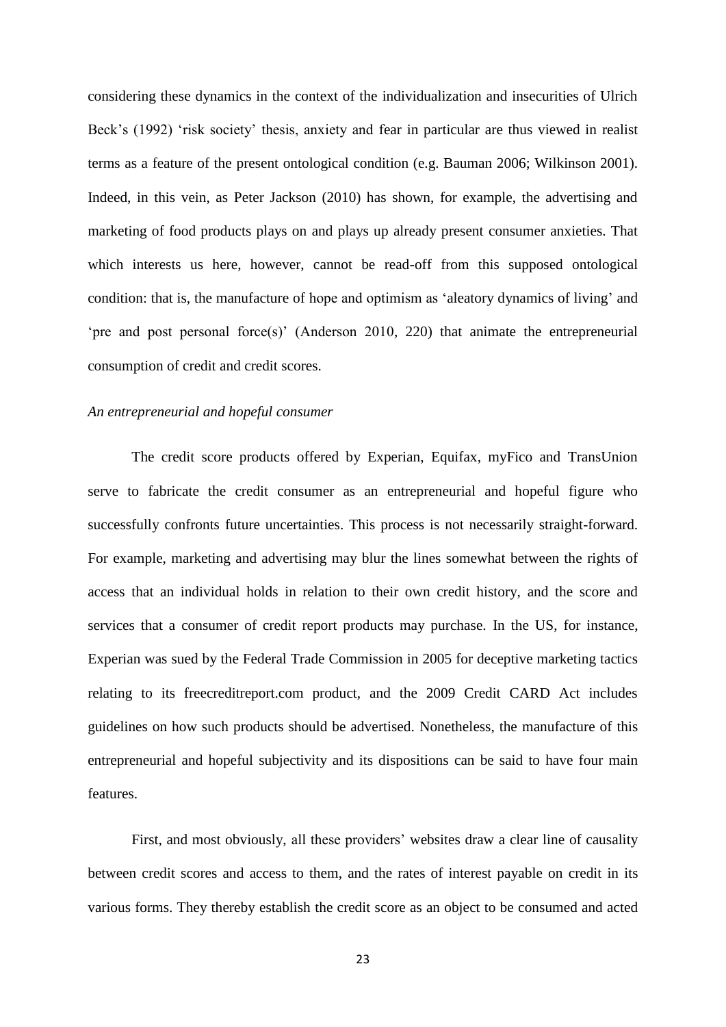considering these dynamics in the context of the individualization and insecurities of Ulrich Beck's (1992) 'risk society' thesis, anxiety and fear in particular are thus viewed in realist terms as a feature of the present ontological condition (e.g. Bauman 2006; Wilkinson 2001). Indeed, in this vein, as Peter Jackson (2010) has shown, for example, the advertising and marketing of food products plays on and plays up already present consumer anxieties. That which interests us here, however, cannot be read-off from this supposed ontological condition: that is, the manufacture of hope and optimism as 'aleatory dynamics of living' and 'pre and post personal force(s)' (Anderson 2010, 220) that animate the entrepreneurial consumption of credit and credit scores.

*An entrepreneurial and hopeful consumer*

The credit score products offered by Experian, Equifax, myFico and TransUnion serve to fabricate the credit consumer as an entrepreneurial and hopeful figure who successfully confronts future uncertainties. This process is not necessarily straight-forward. For example, marketing and advertising may blur the lines somewhat between the rights of access that an individual holds in relation to their own credit history, and the score and services that a consumer of credit report products may purchase. In the US, for instance, Experian was sued by the Federal Trade Commission in 2005 for deceptive marketing tactics relating to its freecreditreport.com product, and the 2009 Credit CARD Act includes guidelines on how such products should be advertised. Nonetheless, the manufacture of this entrepreneurial and hopeful subjectivity and its dispositions can be said to have four main features.

First, and most obviously, all these providers' websites draw a clear line of causality between credit scores and access to them, and the rates of interest payable on credit in its various forms. They thereby establish the credit score as an object to be consumed and acted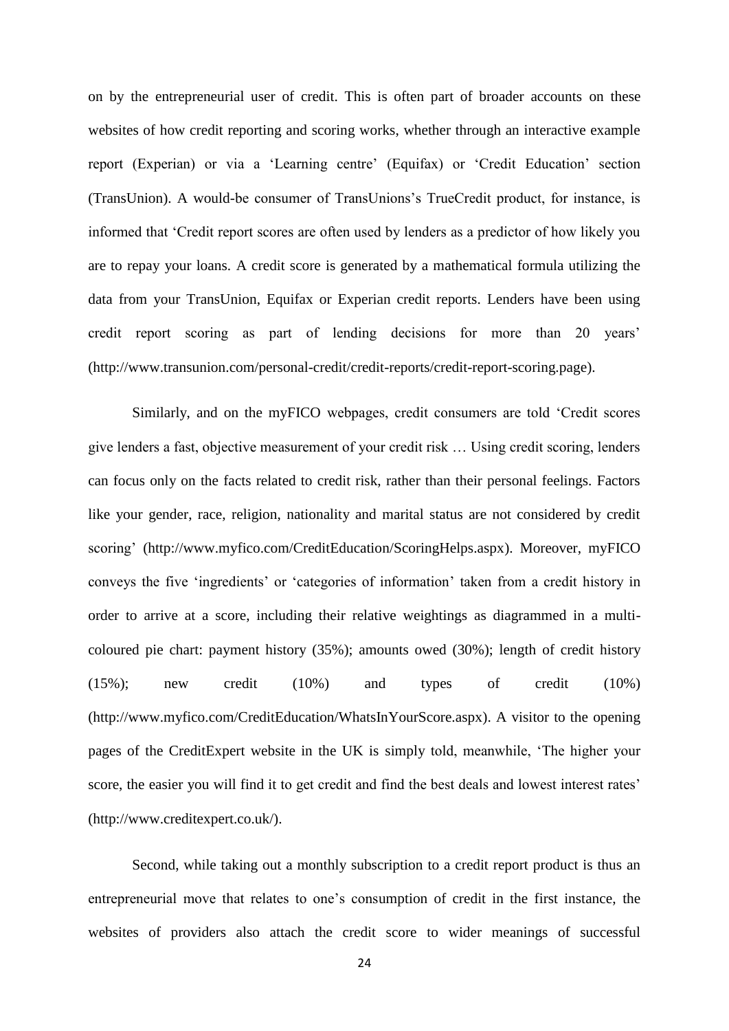on by the entrepreneurial user of credit. This is often part of broader accounts on these websites of how credit reporting and scoring works, whether through an interactive example report (Experian) or via a 'Learning centre' (Equifax) or 'Credit Education' section (TransUnion). A would-be consumer of TransUnions's TrueCredit product, for instance, is informed that 'Credit report scores are often used by lenders as a predictor of how likely you are to repay your loans. A credit score is generated by a mathematical formula utilizing the data from your TransUnion, Equifax or Experian credit reports. Lenders have been using credit report scoring as part of lending decisions for more than 20 years' (http://www.transunion.com/personal-credit/credit-reports/credit-report-scoring.page).

Similarly, and on the myFICO webpages, credit consumers are told 'Credit scores give lenders a fast, objective measurement of your credit risk … Using credit scoring, lenders can focus only on the facts related to credit risk, rather than their personal feelings. Factors like your gender, race, religion, nationality and marital status are not considered by credit scoring' (http://www.myfico.com/CreditEducation/ScoringHelps.aspx). Moreover, myFICO conveys the five 'ingredients' or 'categories of information' taken from a credit history in order to arrive at a score, including their relative weightings as diagrammed in a multi-coloured pie chart: payment history (35%); amounts owed (30%); length of credit history (15%); new credit (10%) and types of credit (10%) (http://www.myfico.com/CreditEducation/WhatsInYourScore.aspx). A visitor to the opening pages of the CreditExpert website in the UK is simply told, meanwhile, 'The higher your score, the easier you will find it to get credit and find the best deals and lowest interest rates' (http://www.creditexpert.co.uk/).

Second, while taking out a monthly subscription to a credit report product is thus an entrepreneurial move that relates to one's consumption of credit in the first instance, the websites of providers also attach the credit score to wider meanings of successful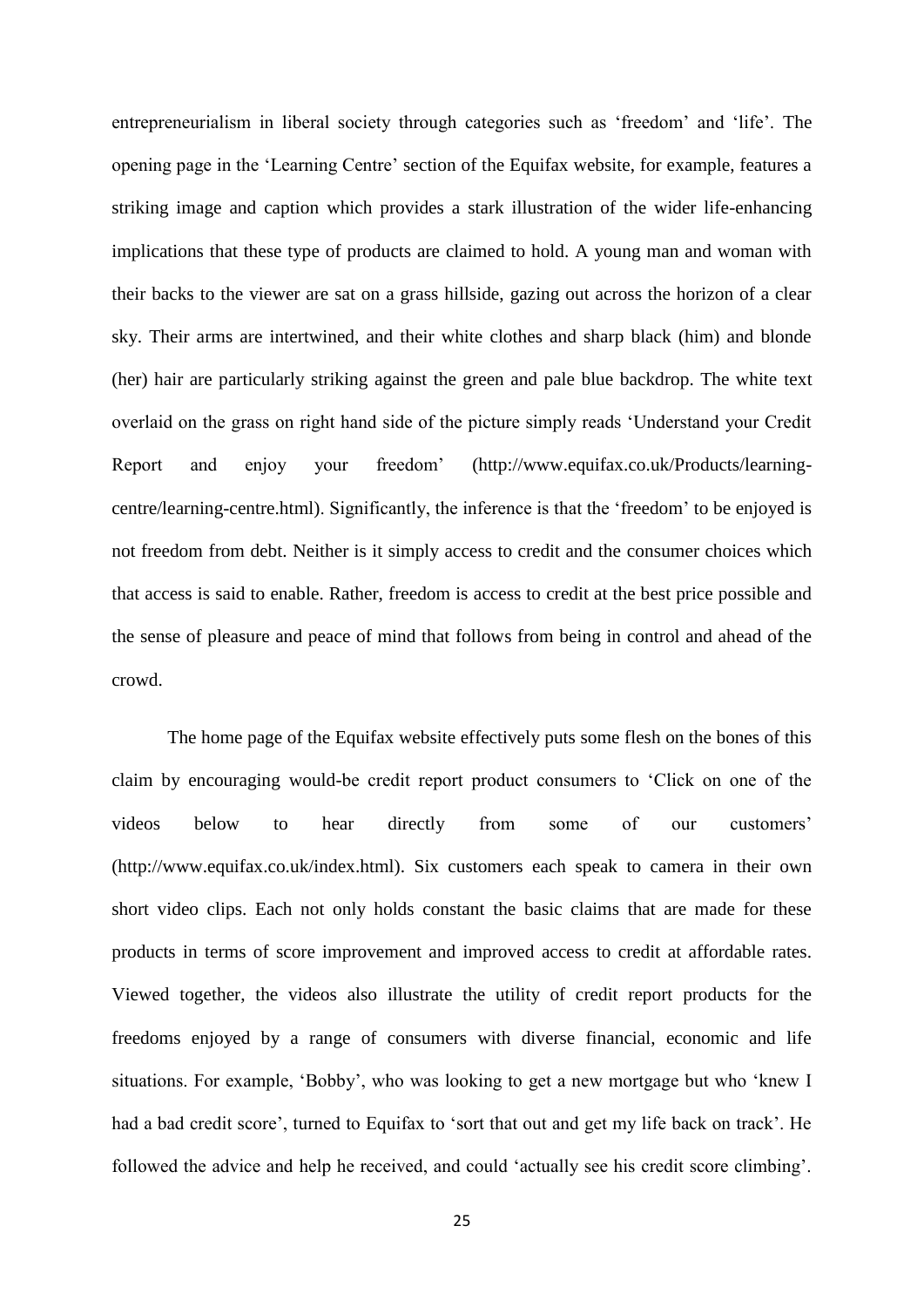entrepreneurialism in liberal society through categories such as 'freedom' and 'life'. The opening page in the 'Learning Centre' section of the Equifax website, for example, features a striking image and caption which provides a stark illustration of the wider life-enhancing implications that these type of products are claimed to hold. A young man and woman with their backs to the viewer are sat on a grass hillside, gazing out across the horizon of a clear sky. Their arms are intertwined, and their white clothes and sharp black (him) and blonde (her) hair are particularly striking against the green and pale blue backdrop. The white text overlaid on the grass on right hand side of the picture simply reads 'Understand your Credit Report and enjoy your freedom' (http://www.equifax.co.uk/Products/learning-centre/learning-centre.html). Significantly, the inference is that the 'freedom' to be enjoyed is not freedom from debt. Neither is it simply access to credit and the consumer choices which that access is said to enable. Rather, freedom is access to credit at the best price possible and the sense of pleasure and peace of mind that follows from being in control and ahead of the crowd.

The home page of the Equifax website effectively puts some flesh on the bones of this claim by encouraging would-be credit report product consumers to 'Click on one of the videos below to hear directly from some of our customers' (http://www.equifax.co.uk/index.html). Six customers each speak to camera in their own short video clips. Each not only holds constant the basic claims that are made for these products in terms of score improvement and improved access to credit at affordable rates. Viewed together, the videos also illustrate the utility of credit report products for the freedoms enjoyed by a range of consumers with diverse financial, economic and life situations. For example, 'Bobby', who was looking to get a new mortgage but who 'knew I had a bad credit score', turned to Equifax to 'sort that out and get my life back on track'. He followed the advice and help he received, and could 'actually see his credit score climbing'.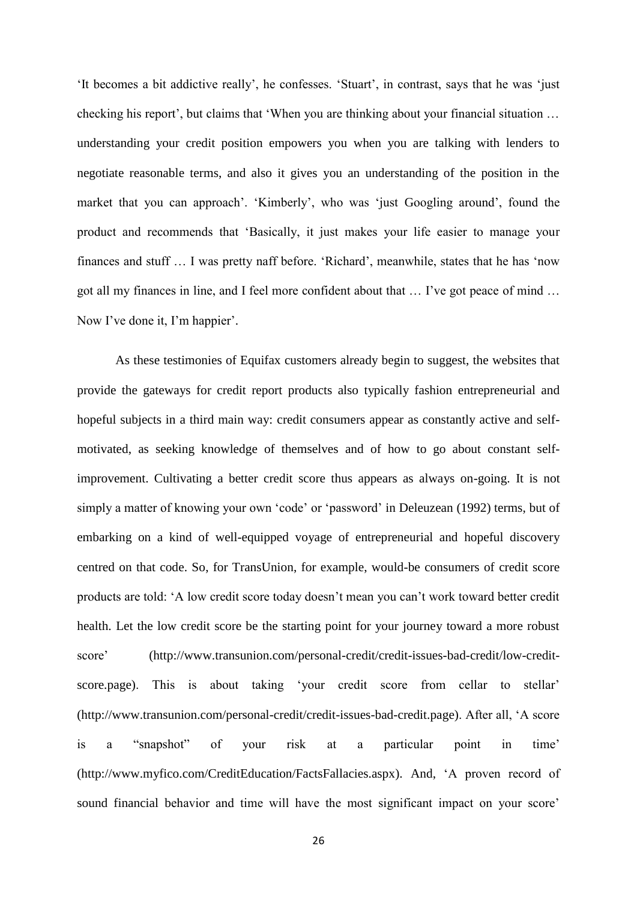'It becomes a bit addictive really', he confesses. 'Stuart', in contrast, says that he was 'just checking his report', but claims that 'When you are thinking about your financial situation … understanding your credit position empowers you when you are talking with lenders to negotiate reasonable terms, and also it gives you an understanding of the position in the market that you can approach'. 'Kimberly', who was 'just Googling around', found the product and recommends that 'Basically, it just makes your life easier to manage your finances and stuff … I was pretty naff before. 'Richard', meanwhile, states that he has 'now got all my finances in line, and I feel more confident about that … I've got peace of mind … Now I've done it, I'm happier'.

As these testimonies of Equifax customers already begin to suggest, the websites that provide the gateways for credit report products also typically fashion entrepreneurial and hopeful subjects in a third main way: credit consumers appear as constantly active and self-motivated, as seeking knowledge of themselves and of how to go about constant self-improvement. Cultivating a better credit score thus appears as always on-going. It is not simply a matter of knowing your own 'code' or 'password' in Deleuzean (1992) terms, but of embarking on a kind of well-equipped voyage of entrepreneurial and hopeful discovery centred on that code. So, for TransUnion, for example, would-be consumers of credit score products are told: 'A low credit score today doesn't mean you can't work toward better credit health. Let the low credit score be the starting point for your journey toward a more robust score' (http://www.transunion.com/personal-credit/credit-issues-bad-credit/low-credit-score.page). This is about taking 'your credit score from cellar to stellar' (http://www.transunion.com/personal-credit/credit-issues-bad-credit.page). After all, 'A score is a "snapshot" of your risk at a particular point in time' (http://www.myfico.com/CreditEducation/FactsFallacies.aspx). And, 'A proven record of sound financial behavior and time will have the most significant impact on your score'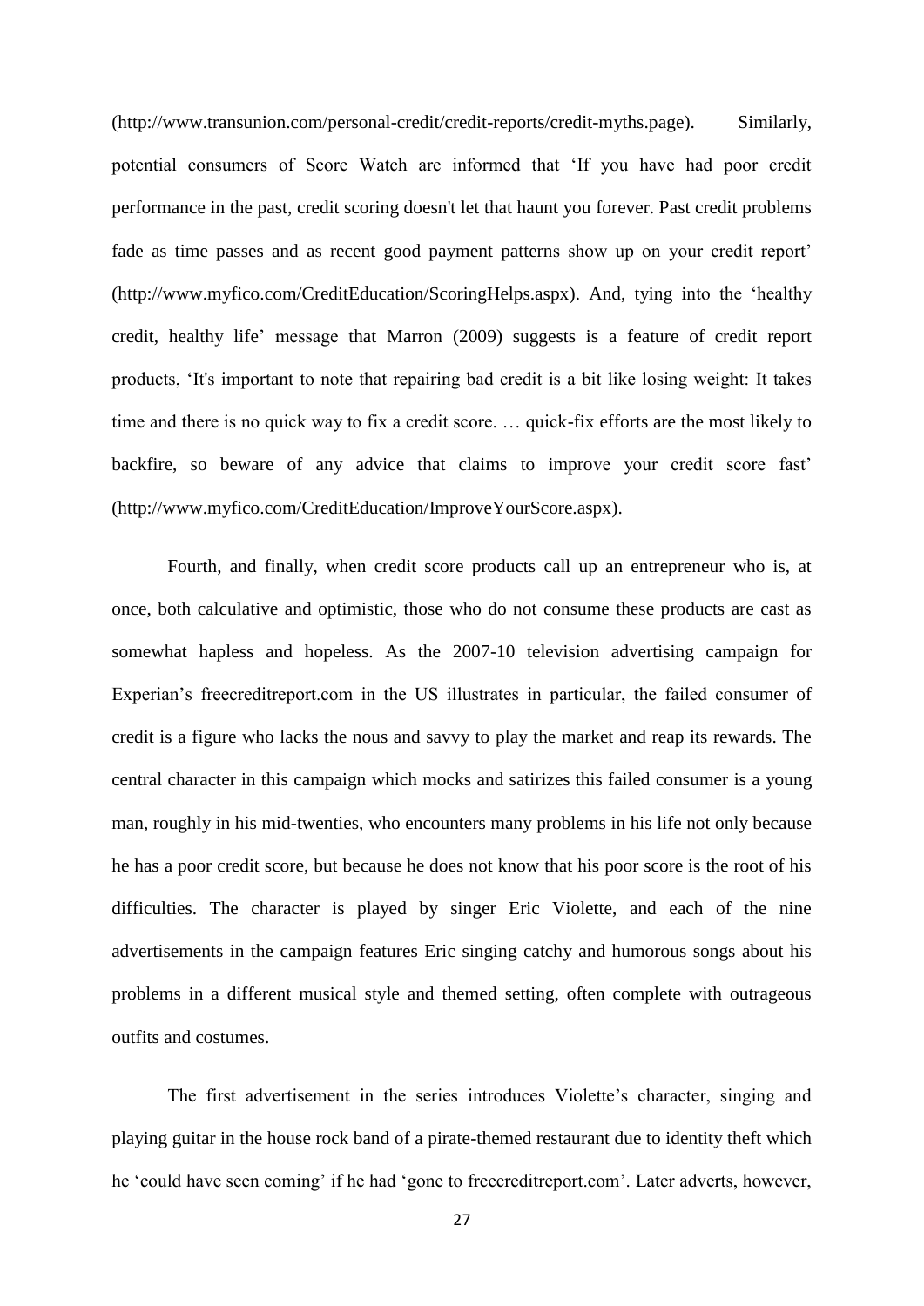(http://www.transunion.com/personal-credit/credit-reports/credit-myths.page). Similarly, potential consumers of Score Watch are informed that 'If you have had poor credit performance in the past, credit scoring doesn't let that haunt you forever. Past credit problems fade as time passes and as recent good payment patterns show up on your credit report' (http://www.myfico.com/CreditEducation/ScoringHelps.aspx). And, tying into the 'healthy credit, healthy life' message that Marron (2009) suggests is a feature of credit report products, 'It's important to note that repairing bad credit is a bit like losing weight: It takes time and there is no quick way to fix a credit score. … quick-fix efforts are the most likely to backfire, so beware of any advice that claims to improve your credit score fast' (http://www.myfico.com/CreditEducation/ImproveYourScore.aspx).

Fourth, and finally, when credit score products call up an entrepreneur who is, at once, both calculative and optimistic, those who do not consume these products are cast as somewhat hapless and hopeless. As the 2007-10 television advertising campaign for Experian's freecreditreport.com in the US illustrates in particular, the failed consumer of credit is a figure who lacks the nous and savvy to play the market and reap its rewards. The central character in this campaign which mocks and satirizes this failed consumer is a young man, roughly in his mid-twenties, who encounters many problems in his life not only because he has a poor credit score, but because he does not know that his poor score is the root of his difficulties. The character is played by singer Eric Violette, and each of the nine advertisements in the campaign features Eric singing catchy and humorous songs about his problems in a different musical style and themed setting, often complete with outrageous outfits and costumes.

The first advertisement in the series introduces Violette's character, singing and playing guitar in the house rock band of a pirate-themed restaurant due to identity theft which he 'could have seen coming' if he had 'gone to freecreditreport.com'. Later adverts, however,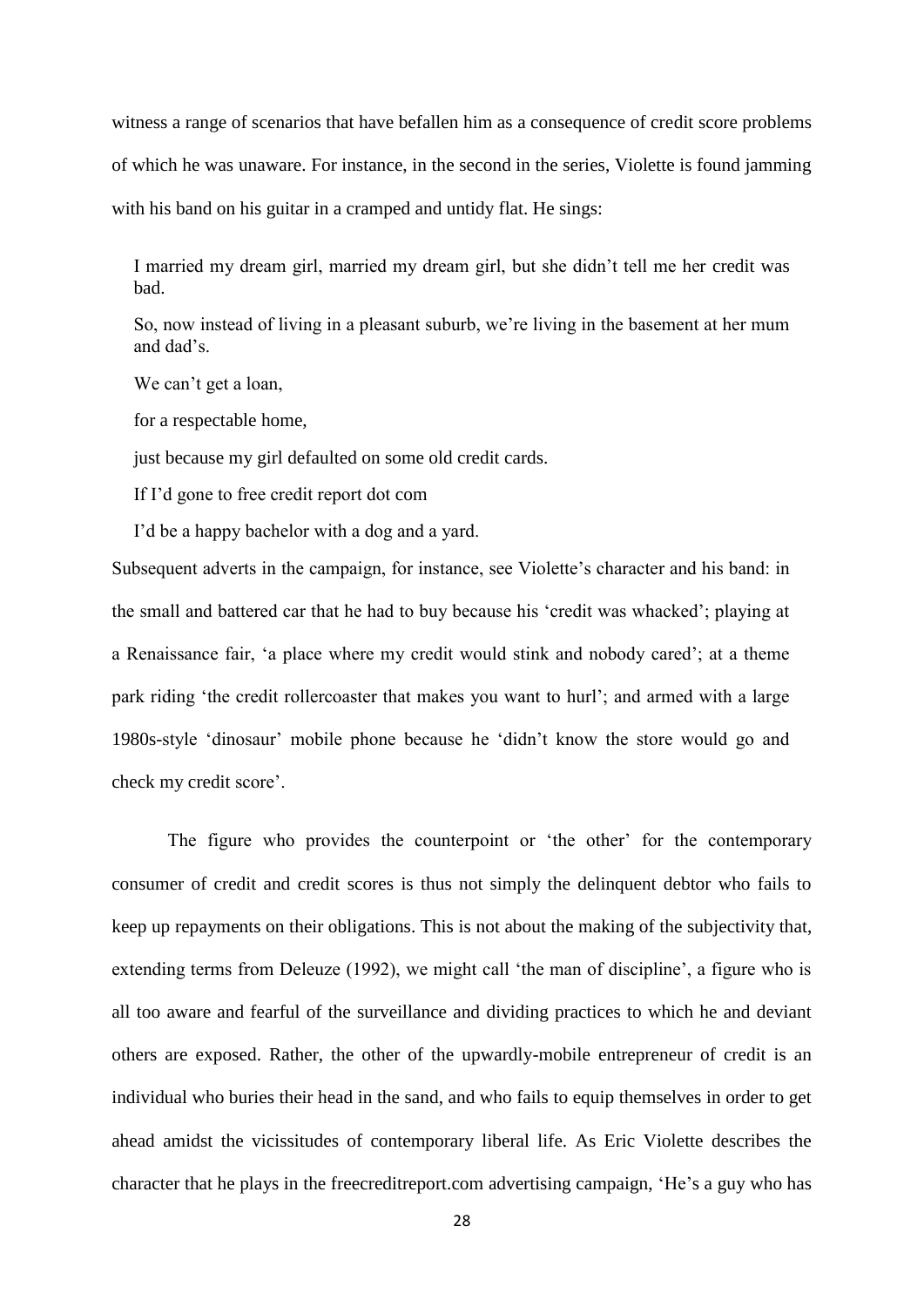witness a range of scenarios that have befallen him as a consequence of credit score problems of which he was unaware. For instance, in the second in the series, Violette is found jamming with his band on his guitar in a cramped and untidy flat. He sings:

> I married my dream girl, married my dream girl, but she didn't tell me her credit was bad.
>
> So, now instead of living in a pleasant suburb, we're living in the basement at her mum and dad's.
>
> We can't get a loan,
>
> for a respectable home,
>
> just because my girl defaulted on some old credit cards.
>
> If I'd gone to free credit report dot com
>
> I'd be a happy bachelor with a dog and a yard.

Subsequent adverts in the campaign, for instance, see Violette's character and his band: in the small and battered car that he had to buy because his 'credit was whacked'; playing at a Renaissance fair, 'a place where my credit would stink and nobody cared'; at a theme park riding 'the credit rollercoaster that makes you want to hurl'; and armed with a large 1980s-style 'dinosaur' mobile phone because he 'didn't know the store would go and check my credit score'.

The figure who provides the counterpoint or 'the other' for the contemporary consumer of credit and credit scores is thus not simply the delinquent debtor who fails to keep up repayments on their obligations. This is not about the making of the subjectivity that, extending terms from Deleuze (1992), we might call 'the man of discipline', a figure who is all too aware and fearful of the surveillance and dividing practices to which he and deviant others are exposed. Rather, the other of the upwardly-mobile entrepreneur of credit is an individual who buries their head in the sand, and who fails to equip themselves in order to get ahead amidst the vicissitudes of contemporary liberal life. As Eric Violette describes the character that he plays in the freecreditreport.com advertising campaign, 'He's a guy who has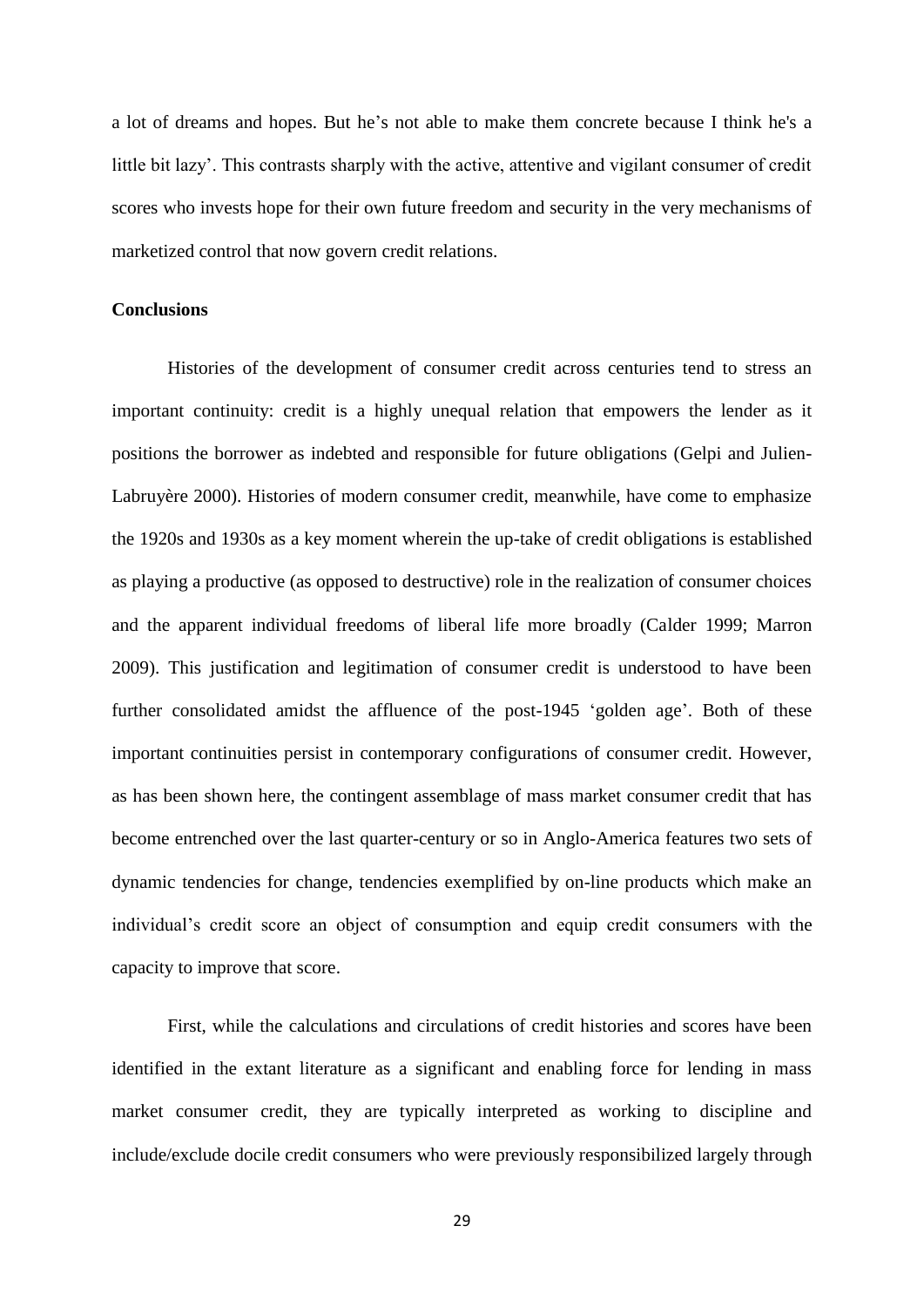a lot of dreams and hopes. But he's not able to make them concrete because I think he's a little bit lazy'. This contrasts sharply with the active, attentive and vigilant consumer of credit scores who invests hope for their own future freedom and security in the very mechanisms of marketized control that now govern credit relations.

## Conclusions

Histories of the development of consumer credit across centuries tend to stress an important continuity: credit is a highly unequal relation that empowers the lender as it positions the borrower as indebted and responsible for future obligations (Gelpi and Julien-Labruyère 2000). Histories of modern consumer credit, meanwhile, have come to emphasize the 1920s and 1930s as a key moment wherein the up-take of credit obligations is established as playing a productive (as opposed to destructive) role in the realization of consumer choices and the apparent individual freedoms of liberal life more broadly (Calder 1999; Marron 2009). This justification and legitimation of consumer credit is understood to have been further consolidated amidst the affluence of the post-1945 'golden age'. Both of these important continuities persist in contemporary configurations of consumer credit. However, as has been shown here, the contingent assemblage of mass market consumer credit that has become entrenched over the last quarter-century or so in Anglo-America features two sets of dynamic tendencies for change, tendencies exemplified by on-line products which make an individual's credit score an object of consumption and equip credit consumers with the capacity to improve that score.

First, while the calculations and circulations of credit histories and scores have been identified in the extant literature as a significant and enabling force for lending in mass market consumer credit, they are typically interpreted as working to discipline and include/exclude docile credit consumers who were previously responsibilized largely through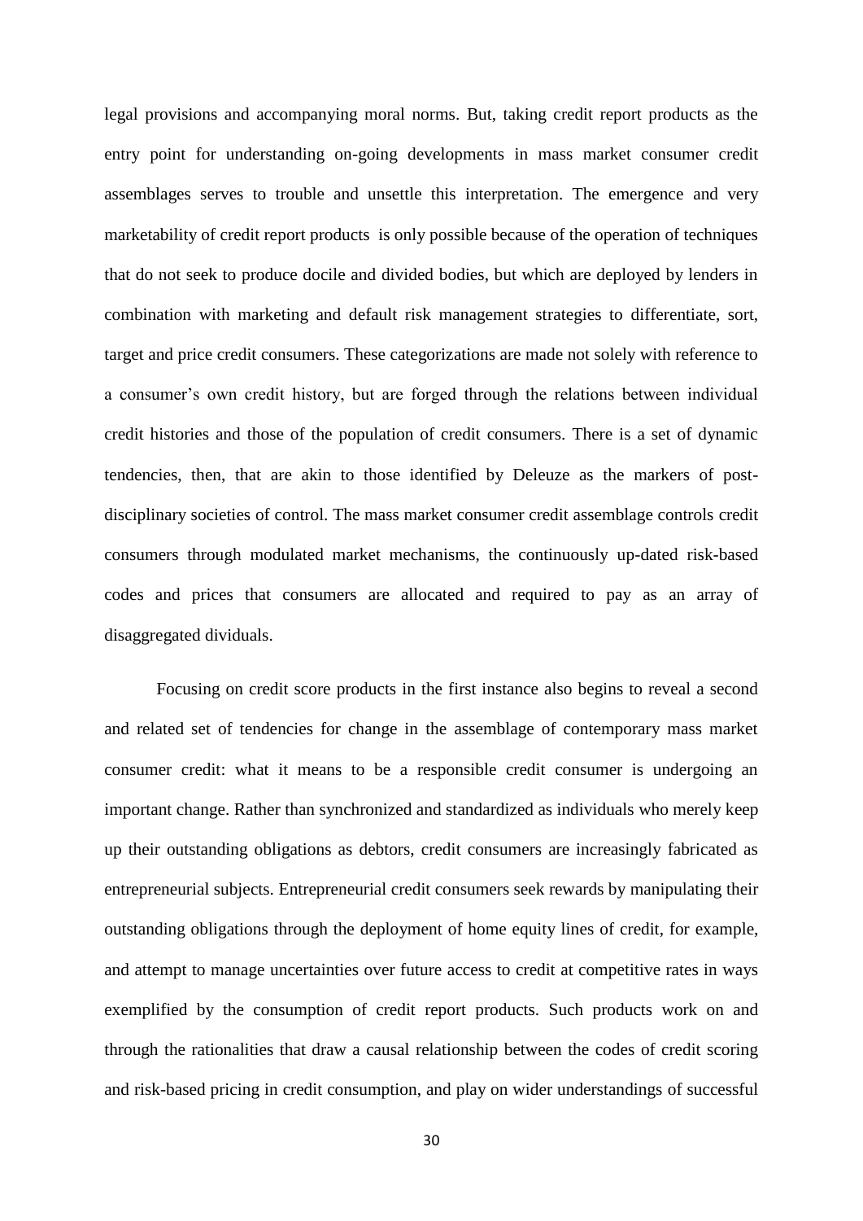legal provisions and accompanying moral norms. But, taking credit report products as the entry point for understanding on-going developments in mass market consumer credit assemblages serves to trouble and unsettle this interpretation. The emergence and very marketability of credit report products is only possible because of the operation of techniques that do not seek to produce docile and divided bodies, but which are deployed by lenders in combination with marketing and default risk management strategies to differentiate, sort, target and price credit consumers. These categorizations are made not solely with reference to a consumer's own credit history, but are forged through the relations between individual credit histories and those of the population of credit consumers. There is a set of dynamic tendencies, then, that are akin to those identified by Deleuze as the markers of post-disciplinary societies of control. The mass market consumer credit assemblage controls credit consumers through modulated market mechanisms, the continuously up-dated risk-based codes and prices that consumers are allocated and required to pay as an array of disaggregated dividuals.

Focusing on credit score products in the first instance also begins to reveal a second and related set of tendencies for change in the assemblage of contemporary mass market consumer credit: what it means to be a responsible credit consumer is undergoing an important change. Rather than synchronized and standardized as individuals who merely keep up their outstanding obligations as debtors, credit consumers are increasingly fabricated as entrepreneurial subjects. Entrepreneurial credit consumers seek rewards by manipulating their outstanding obligations through the deployment of home equity lines of credit, for example, and attempt to manage uncertainties over future access to credit at competitive rates in ways exemplified by the consumption of credit report products. Such products work on and through the rationalities that draw a causal relationship between the codes of credit scoring and risk-based pricing in credit consumption, and play on wider understandings of successful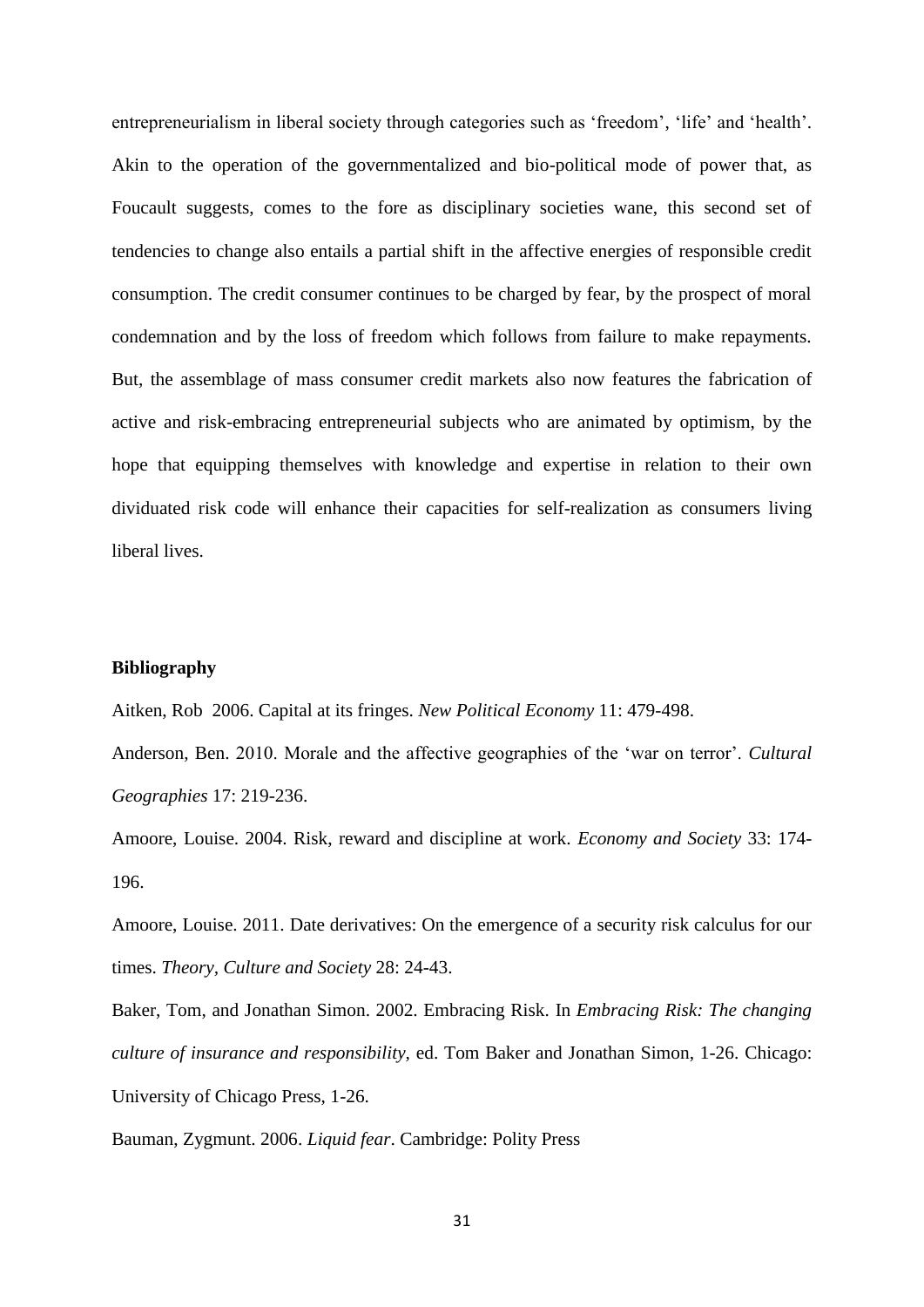entrepreneurialism in liberal society through categories such as 'freedom', 'life' and 'health'. Akin to the operation of the governmentalized and bio-political mode of power that, as Foucault suggests, comes to the fore as disciplinary societies wane, this second set of tendencies to change also entails a partial shift in the affective energies of responsible credit consumption. The credit consumer continues to be charged by fear, by the prospect of moral condemnation and by the loss of freedom which follows from failure to make repayments. But, the assemblage of mass consumer credit markets also now features the fabrication of active and risk-embracing entrepreneurial subjects who are animated by optimism, by the hope that equipping themselves with knowledge and expertise in relation to their own dividuated risk code will enhance their capacities for self-realization as consumers living liberal lives.

## Bibliography

Aitken, Rob 2006. Capital at its fringes. *New Political Economy* 11: 479-498.

Anderson, Ben. 2010. Morale and the affective geographies of the 'war on terror'. *Cultural Geographies* 17: 219-236.

Amoore, Louise. 2004. Risk, reward and discipline at work. *Economy and Society* 33: 174-196.

Amoore, Louise. 2011. Date derivatives: On the emergence of a security risk calculus for our times. *Theory, Culture and Society* 28: 24-43.

Baker, Tom, and Jonathan Simon. 2002. Embracing Risk. In *Embracing Risk: The changing culture of insurance and responsibility*, ed. Tom Baker and Jonathan Simon, 1-26. Chicago: University of Chicago Press, 1-26.

Bauman, Zygmunt. 2006. *Liquid fear*. Cambridge: Polity Press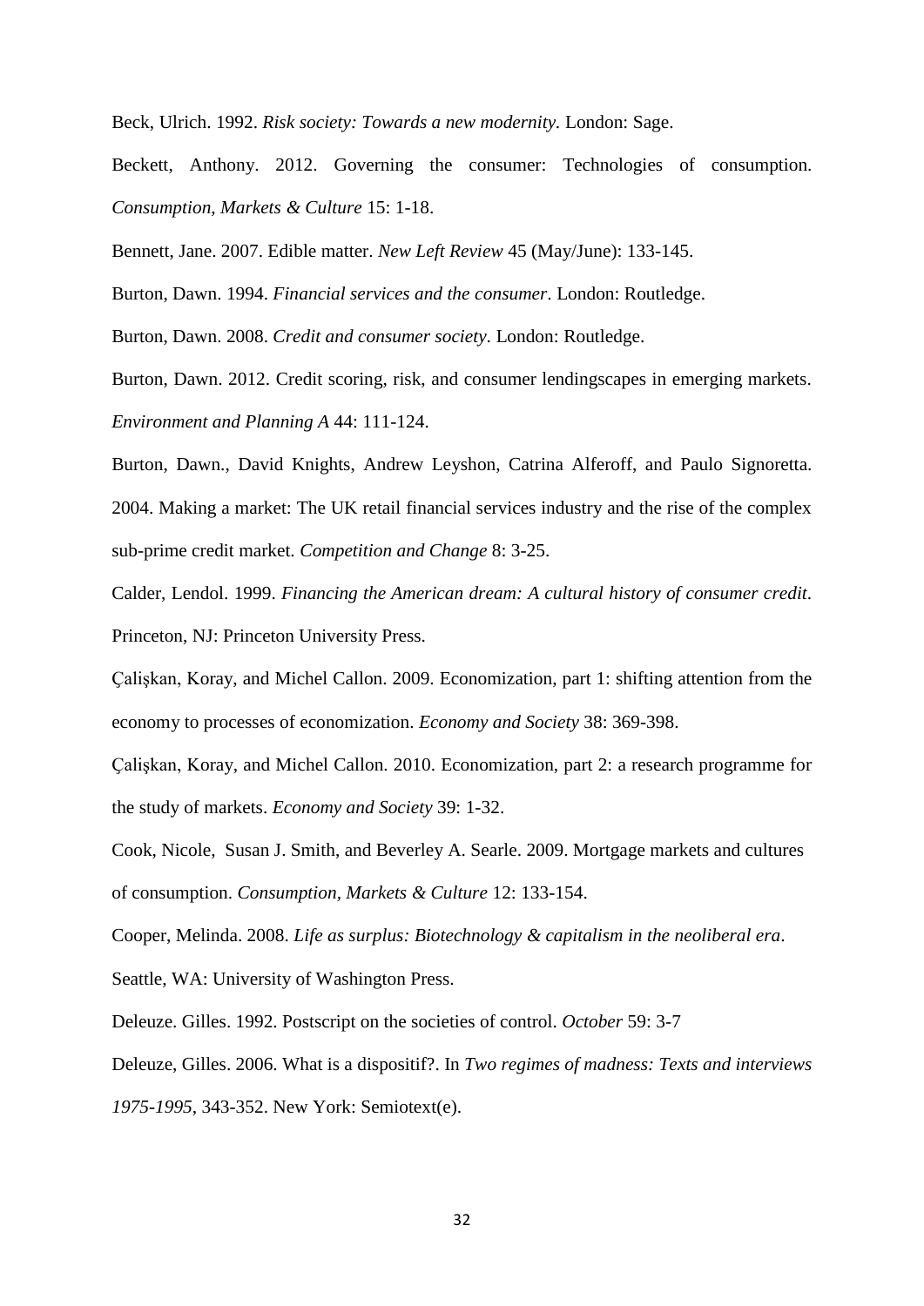Beck, Ulrich. 1992. *Risk society: Towards a new modernity.* London: Sage.

Beckett, Anthony. 2012. Governing the consumer: Technologies of consumption. *Consumption, Markets & Culture* 15: 1-18.

Bennett, Jane. 2007. Edible matter. *New Left Review* 45 (May/June): 133-145.

Burton, Dawn. 1994. *Financial services and the consumer*. London: Routledge.

Burton, Dawn. 2008. *Credit and consumer society*. London: Routledge.

Burton, Dawn. 2012. Credit scoring, risk, and consumer lendingscapes in emerging markets. *Environment and Planning A* 44: 111-124.

Burton, Dawn., David Knights, Andrew Leyshon, Catrina Alferoff, and Paulo Signoretta. 2004. Making a market: The UK retail financial services industry and the rise of the complex sub-prime credit market. *Competition and Change* 8: 3-25.

Calder, Lendol. 1999. *Financing the American dream: A cultural history of consumer credit*. Princeton, NJ: Princeton University Press.

Çalişkan, Koray, and Michel Callon. 2009. Economization, part 1: shifting attention from the economy to processes of economization. *Economy and Society* 38: 369-398.

Çalişkan, Koray, and Michel Callon. 2010. Economization, part 2: a research programme for the study of markets. *Economy and Society* 39: 1-32.

Cook, Nicole, Susan J. Smith, and Beverley A. Searle. 2009. Mortgage markets and cultures of consumption. *Consumption, Markets & Culture* 12: 133-154.

Cooper, Melinda. 2008. *Life as surplus: Biotechnology & capitalism in the neoliberal era*. Seattle, WA: University of Washington Press.

Deleuze. Gilles. 1992. Postscript on the societies of control. *October* 59: 3-7

Deleuze, Gilles. 2006. What is a dispositif?. In *Two regimes of madness: Texts and interviews 1975-1995*, 343-352. New York: Semiotext(e).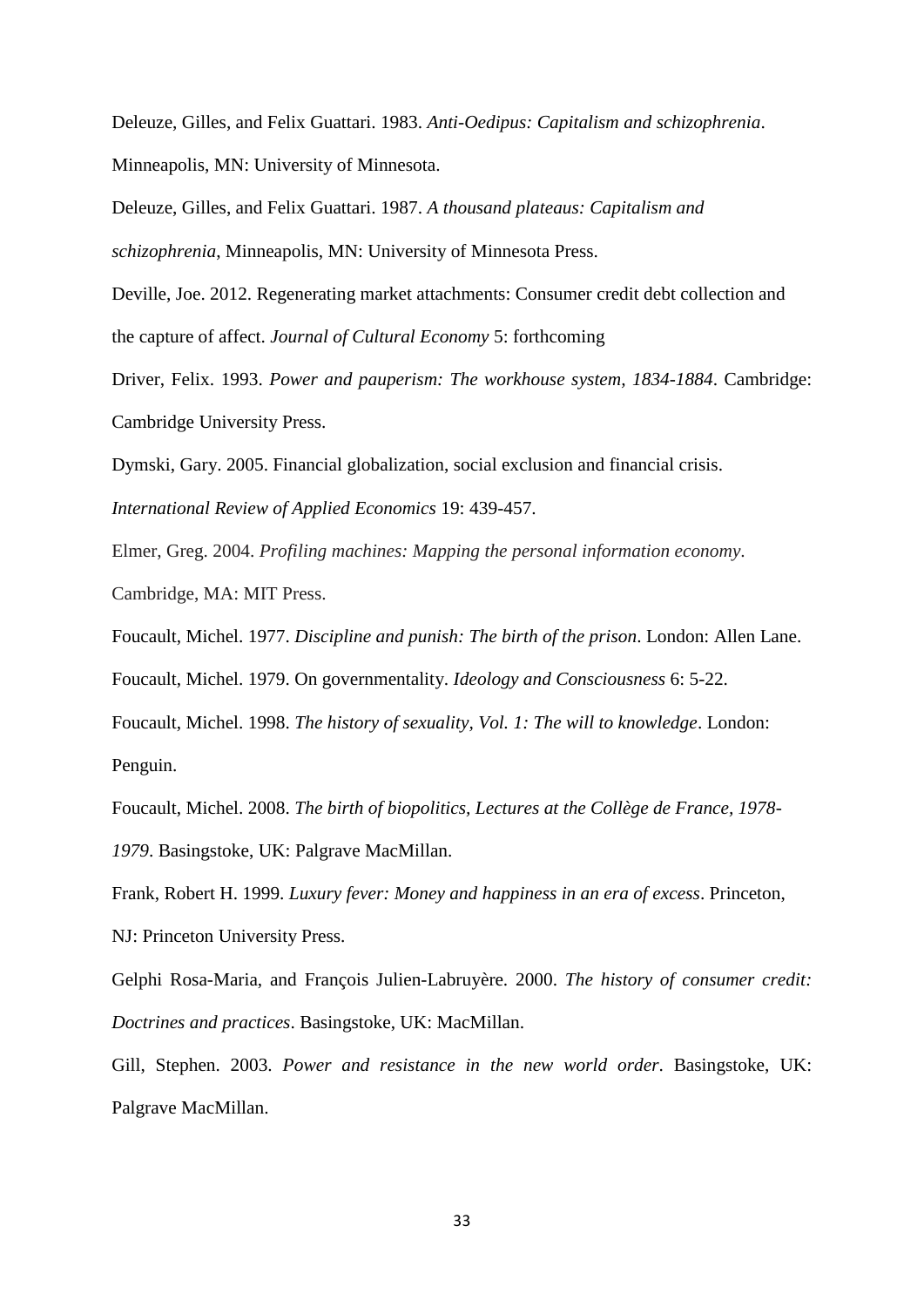Deleuze, Gilles, and Felix Guattari. 1983. *Anti-Oedipus: Capitalism and schizophrenia*. Minneapolis, MN: University of Minnesota.

Deleuze, Gilles, and Felix Guattari. 1987. *A thousand plateaus: Capitalism and schizophrenia*, Minneapolis, MN: University of Minnesota Press.

Deville, Joe. 2012. Regenerating market attachments: Consumer credit debt collection and the capture of affect. *Journal of Cultural Economy* 5: forthcoming

Driver, Felix. 1993. *Power and pauperism: The workhouse system, 1834-1884*. Cambridge: Cambridge University Press.

Dymski, Gary. 2005. Financial globalization, social exclusion and financial crisis. *International Review of Applied Economics* 19: 439-457.

Elmer, Greg. 2004. *Profiling machines: Mapping the personal information economy*. Cambridge, MA: MIT Press.

Foucault, Michel. 1977. *Discipline and punish: The birth of the prison*. London: Allen Lane.

Foucault, Michel. 1979. On governmentality. *Ideology and Consciousness* 6: 5-22.

Foucault, Michel. 1998. *The history of sexuality, Vol. 1: The will to knowledge*. London: Penguin.

Foucault, Michel. 2008. *The birth of biopolitics, Lectures at the Collège de France, 1978-1979*. Basingstoke, UK: Palgrave MacMillan.

Frank, Robert H. 1999. *Luxury fever: Money and happiness in an era of excess*. Princeton, NJ: Princeton University Press.

Gelphi Rosa-Maria, and François Julien-Labruyère. 2000. *The history of consumer credit: Doctrines and practices*. Basingstoke, UK: MacMillan.

Gill, Stephen. 2003. *Power and resistance in the new world order*. Basingstoke, UK: Palgrave MacMillan.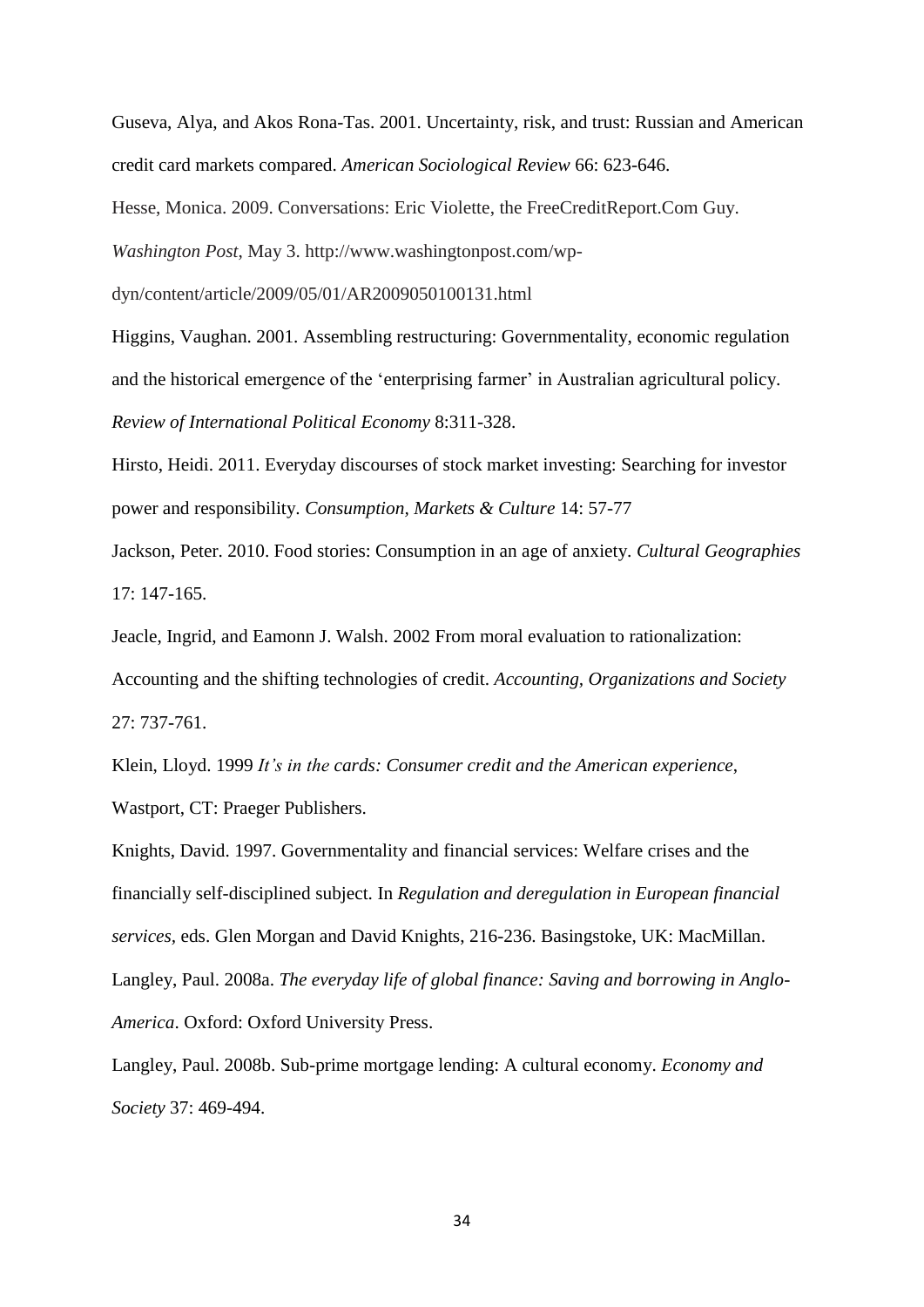Guseva, Alya, and Akos Rona-Tas. 2001. Uncertainty, risk, and trust: Russian and American credit card markets compared. *American Sociological Review* 66: 623-646.

Hesse, Monica. 2009. Conversations: Eric Violette, the FreeCreditReport.Com Guy. *Washington Post*, May 3. http://www.washingtonpost.com/wp-dyn/content/article/2009/05/01/AR2009050100131.html

Higgins, Vaughan. 2001. Assembling restructuring: Governmentality, economic regulation and the historical emergence of the 'enterprising farmer' in Australian agricultural policy. *Review of International Political Economy* 8:311-328.

Hirsto, Heidi. 2011. Everyday discourses of stock market investing: Searching for investor power and responsibility. *Consumption, Markets & Culture* 14: 57-77

Jackson, Peter. 2010. Food stories: Consumption in an age of anxiety. *Cultural Geographies* 17: 147-165.

Jeacle, Ingrid, and Eamonn J. Walsh. 2002 From moral evaluation to rationalization: Accounting and the shifting technologies of credit. *Accounting, Organizations and Society* 27: 737-761.

Klein, Lloyd. 1999 *It's in the cards: Consumer credit and the American experience*, Wastport, CT: Praeger Publishers.

Knights, David. 1997. Governmentality and financial services: Welfare crises and the financially self-disciplined subject. In *Regulation and deregulation in European financial services*, eds. Glen Morgan and David Knights, 216-236. Basingstoke, UK: MacMillan.

Langley, Paul. 2008a. *The everyday life of global finance: Saving and borrowing in Anglo-America*. Oxford: Oxford University Press.

Langley, Paul. 2008b. Sub-prime mortgage lending: A cultural economy. *Economy and Society* 37: 469-494.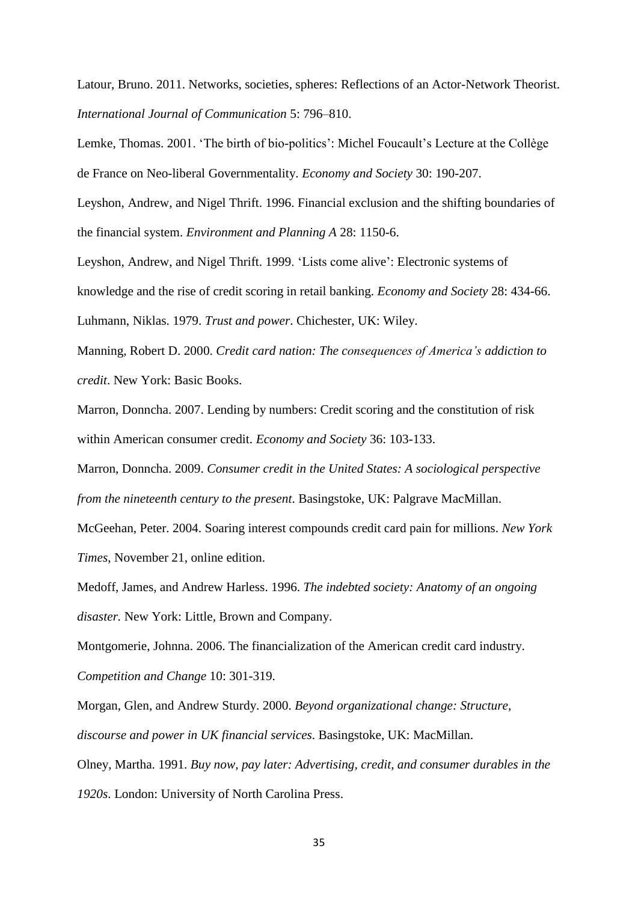Latour, Bruno. 2011. Networks, societies, spheres: Reflections of an Actor-Network Theorist. *International Journal of Communication* 5: 796–810.

Lemke, Thomas. 2001. 'The birth of bio-politics': Michel Foucault's Lecture at the Collège de France on Neo-liberal Governmentality. *Economy and Society* 30: 190-207.

Leyshon, Andrew, and Nigel Thrift. 1996. Financial exclusion and the shifting boundaries of the financial system. *Environment and Planning A* 28: 1150-6.

Leyshon, Andrew, and Nigel Thrift. 1999. 'Lists come alive': Electronic systems of knowledge and the rise of credit scoring in retail banking. *Economy and Society* 28: 434-66.

Luhmann, Niklas. 1979. *Trust and power*. Chichester, UK: Wiley.

Manning, Robert D. 2000. *Credit card nation: The consequences of America's addiction to credit*. New York: Basic Books.

Marron, Donncha. 2007. Lending by numbers: Credit scoring and the constitution of risk within American consumer credit. *Economy and Society* 36: 103-133.

Marron, Donncha. 2009. *Consumer credit in the United States: A sociological perspective from the nineteenth century to the present*. Basingstoke, UK: Palgrave MacMillan.

McGeehan, Peter. 2004. Soaring interest compounds credit card pain for millions. *New York Times*, November 21, online edition.

Medoff, James, and Andrew Harless. 1996. *The indebted society: Anatomy of an ongoing disaster.* New York: Little, Brown and Company.

Montgomerie, Johnna. 2006. The financialization of the American credit card industry. *Competition and Change* 10: 301-319.

Morgan, Glen, and Andrew Sturdy. 2000. *Beyond organizational change: Structure, discourse and power in UK financial services*. Basingstoke, UK: MacMillan.

Olney, Martha. 1991. *Buy now, pay later: Advertising, credit, and consumer durables in the 1920s*. London: University of North Carolina Press.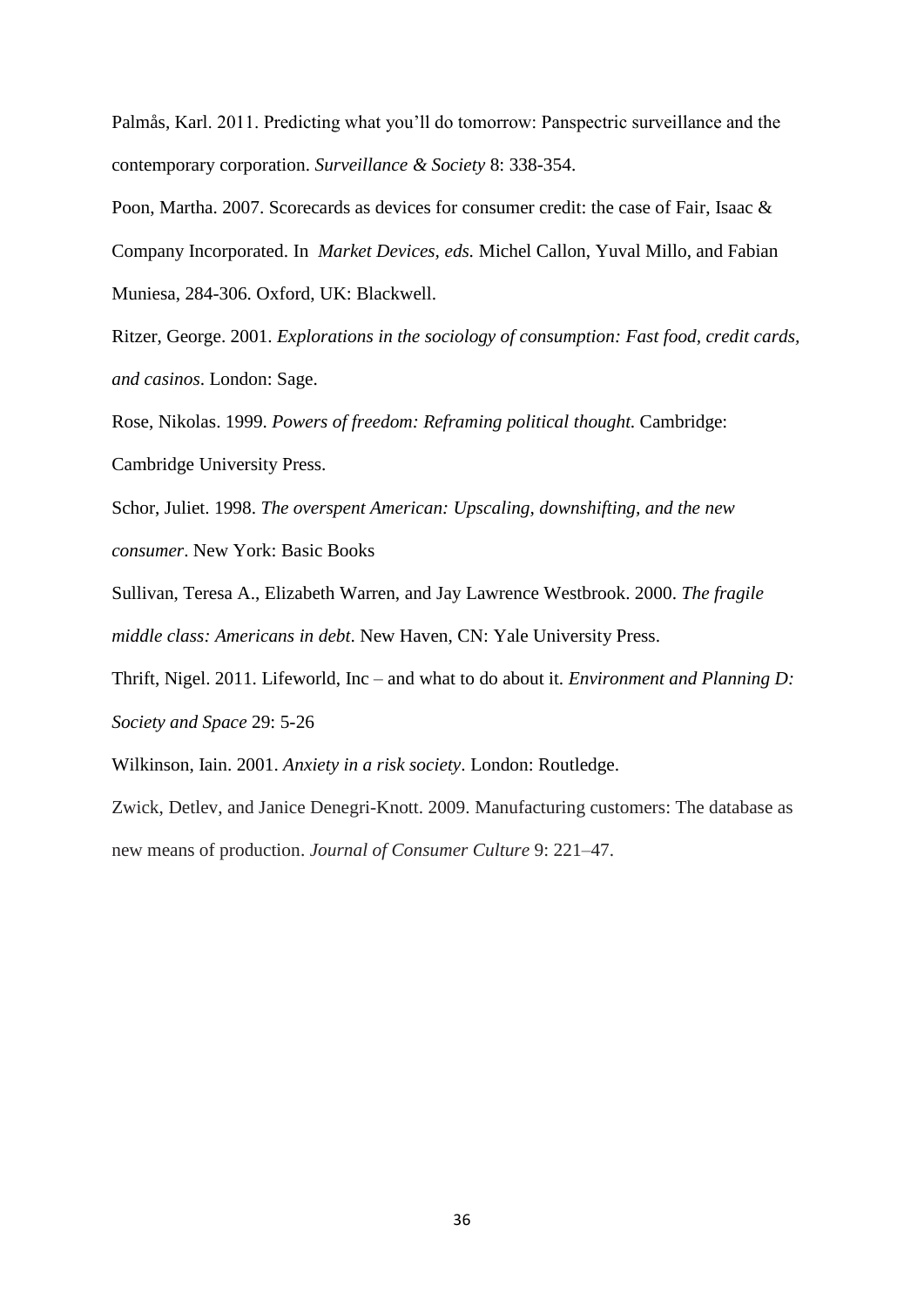Palmås, Karl. 2011. Predicting what you'll do tomorrow: Panspectric surveillance and the contemporary corporation. *Surveillance & Society* 8: 338-354.

Poon, Martha. 2007. Scorecards as devices for consumer credit: the case of Fair, Isaac & Company Incorporated. In *Market Devices, eds.* Michel Callon, Yuval Millo, and Fabian Muniesa, 284-306. Oxford, UK: Blackwell.

Ritzer, George. 2001. *Explorations in the sociology of consumption: Fast food, credit cards, and casinos*. London: Sage.

Rose, Nikolas. 1999. *Powers of freedom: Reframing political thought.* Cambridge: Cambridge University Press.

Schor, Juliet. 1998. *The overspent American: Upscaling, downshifting, and the new consumer*. New York: Basic Books

Sullivan, Teresa A., Elizabeth Warren, and Jay Lawrence Westbrook. 2000. *The fragile middle class: Americans in debt*. New Haven, CN: Yale University Press.

Thrift, Nigel. 2011. Lifeworld, Inc – and what to do about it. *Environment and Planning D: Society and Space* 29: 5-26

Wilkinson, Iain. 2001. *Anxiety in a risk society*. London: Routledge.

Zwick, Detlev, and Janice Denegri-Knott. 2009. Manufacturing customers: The database as new means of production. *Journal of Consumer Culture* 9: 221–47.